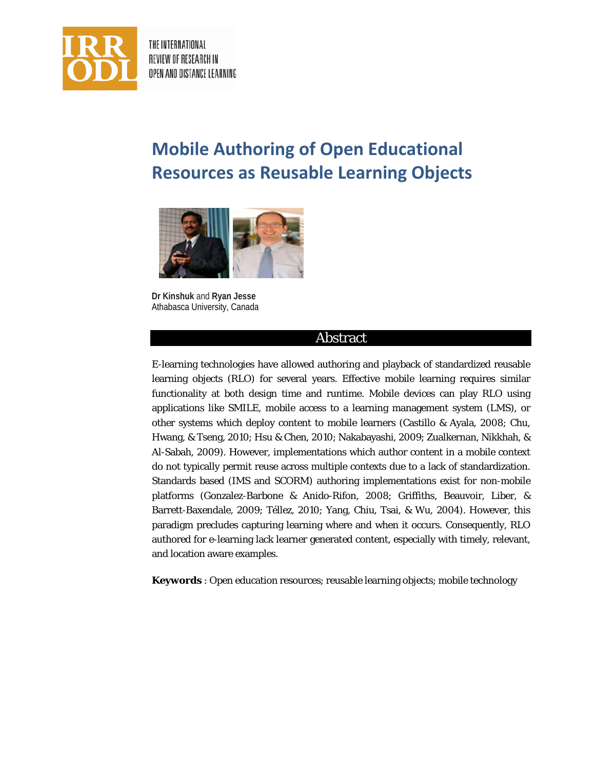# Mobile Authoring of Open Educational Resources as Reusable Learning Objects

**Dr Kinshuk** and **Ryan Jesse**
Athabasca University, Canada

## Abstract

E-learning technologies have allowed authoring and playback of standardized reusable learning objects (RLO) for several years. Effective mobile learning requires similar functionality at both design time and runtime. Mobile devices can play RLO using applications like SMILE, mobile access to a learning management system (LMS), or other systems which deploy content to mobile learners (Castillo & Ayala, 2008; Chu, Hwang, & Tseng, 2010; Hsu & Chen, 2010; Nakabayashi, 2009; Zualkernan, Nikkhah, & Al-Sabah, 2009). However, implementations which author content in a mobile context do not typically permit reuse across multiple contexts due to a lack of standardization. Standards based (IMS and SCORM) authoring implementations exist for non-mobile platforms (Gonzalez-Barbone & Anido-Rifon, 2008; Griffiths, Beauvoir, Liber, & Barrett-Baxendale, 2009; Téllez, 2010; Yang, Chiu, Tsai, & Wu, 2004). However, this paradigm precludes capturing learning where and when it occurs. Consequently, RLO authored for e-learning lack learner generated content, especially with timely, relevant, and location aware examples.

**Keywords** : Open education resources; reusable learning objects; mobile technology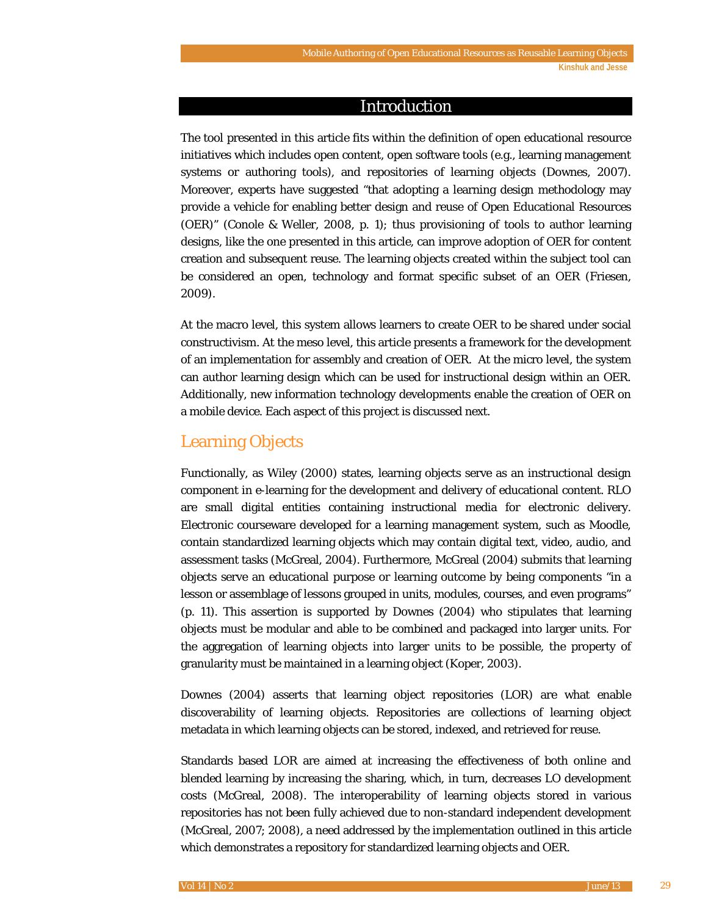## Introduction

The tool presented in this article fits within the definition of open educational resource initiatives which includes open content, open software tools (e.g., learning management systems or authoring tools), and repositories of learning objects (Downes, 2007). Moreover, experts have suggested "that adopting a learning design methodology may provide a vehicle for enabling better design and reuse of Open Educational Resources (OER)" (Conole & Weller, 2008, p. 1); thus provisioning of tools to author learning designs, like the one presented in this article, can improve adoption of OER for content creation and subsequent reuse. The learning objects created within the subject tool can be considered an open, technology and format specific subset of an OER (Friesen, 2009).

At the macro level, this system allows learners to create OER to be shared under social constructivism. At the meso level, this article presents a framework for the development of an implementation for assembly and creation of OER. At the micro level, the system can author learning design which can be used for instructional design within an OER. Additionally, new information technology developments enable the creation of OER on a mobile device. Each aspect of this project is discussed next.

### Learning Objects

Functionally, as Wiley (2000) states, learning objects serve as an instructional design component in e-learning for the development and delivery of educational content. RLO are small digital entities containing instructional media for electronic delivery. Electronic courseware developed for a learning management system, such as Moodle, contain standardized learning objects which may contain digital text, video, audio, and assessment tasks (McGreal, 2004). Furthermore, McGreal (2004) submits that learning objects serve an educational purpose or learning outcome by being components "in a lesson or assemblage of lessons grouped in units, modules, courses, and even programs" (p. 11). This assertion is supported by Downes (2004) who stipulates that learning objects must be modular and able to be combined and packaged into larger units. For the aggregation of learning objects into larger units to be possible, the property of granularity must be maintained in a learning object (Koper, 2003).

Downes (2004) asserts that learning object repositories (LOR) are what enable discoverability of learning objects. Repositories are collections of learning object metadata in which learning objects can be stored, indexed, and retrieved for reuse.

Standards based LOR are aimed at increasing the effectiveness of both online and blended learning by increasing the sharing, which, in turn, decreases LO development costs (McGreal, 2008). The interoperability of learning objects stored in various repositories has not been fully achieved due to non-standard independent development (McGreal, 2007; 2008), a need addressed by the implementation outlined in this article which demonstrates a repository for standardized learning objects and OER.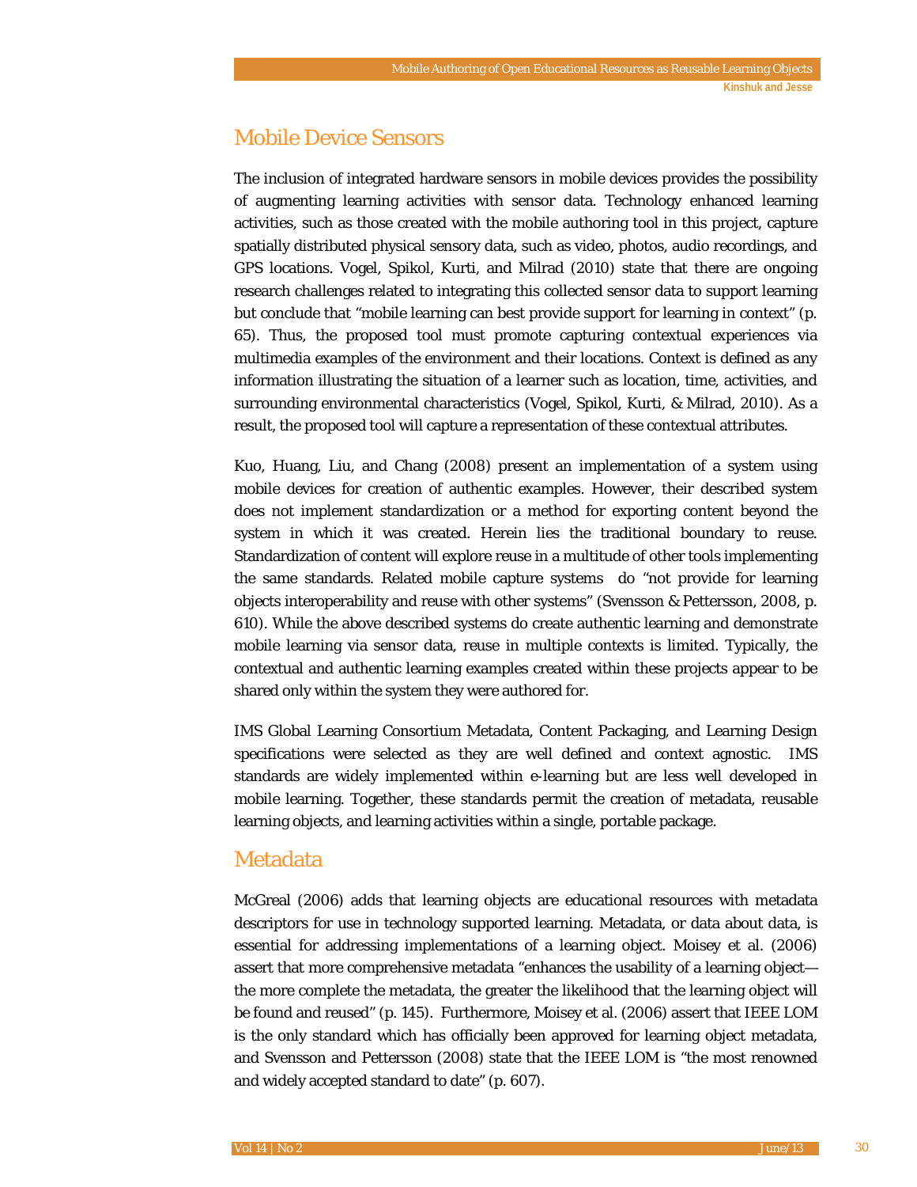## Mobile Device Sensors

The inclusion of integrated hardware sensors in mobile devices provides the possibility of augmenting learning activities with sensor data. Technology enhanced learning activities, such as those created with the mobile authoring tool in this project, capture spatially distributed physical sensory data, such as video, photos, audio recordings, and GPS locations. Vogel, Spikol, Kurti, and Milrad (2010) state that there are ongoing research challenges related to integrating this collected sensor data to support learning but conclude that "mobile learning can best provide support for learning in context" (p. 65). Thus, the proposed tool must promote capturing contextual experiences via multimedia examples of the environment and their locations. Context is defined as any information illustrating the situation of a learner such as location, time, activities, and surrounding environmental characteristics (Vogel, Spikol, Kurti, & Milrad, 2010). As a result, the proposed tool will capture a representation of these contextual attributes.

Kuo, Huang, Liu, and Chang (2008) present an implementation of a system using mobile devices for creation of authentic examples. However, their described system does not implement standardization or a method for exporting content beyond the system in which it was created. Herein lies the traditional boundary to reuse. Standardization of content will explore reuse in a multitude of other tools implementing the same standards. Related mobile capture systems do "not provide for learning objects interoperability and reuse with other systems" (Svensson & Pettersson, 2008, p. 610). While the above described systems do create authentic learning and demonstrate mobile learning via sensor data, reuse in multiple contexts is limited. Typically, the contextual and authentic learning examples created within these projects appear to be shared only within the system they were authored for.

IMS Global Learning Consortium Metadata, Content Packaging, and Learning Design specifications were selected as they are well defined and context agnostic. IMS standards are widely implemented within e-learning but are less well developed in mobile learning. Together, these standards permit the creation of metadata, reusable learning objects, and learning activities within a single, portable package.

## Metadata

McGreal (2006) adds that learning objects are educational resources with metadata descriptors for use in technology supported learning. Metadata, or data about data, is essential for addressing implementations of a learning object. Moisey et al. (2006) assert that more comprehensive metadata "enhances the usability of a learning object—the more complete the metadata, the greater the likelihood that the learning object will be found and reused" (p. 145). Furthermore, Moisey et al. (2006) assert that IEEE LOM is the only standard which has officially been approved for learning object metadata, and Svensson and Pettersson (2008) state that the IEEE LOM is "the most renowned and widely accepted standard to date" (p. 607).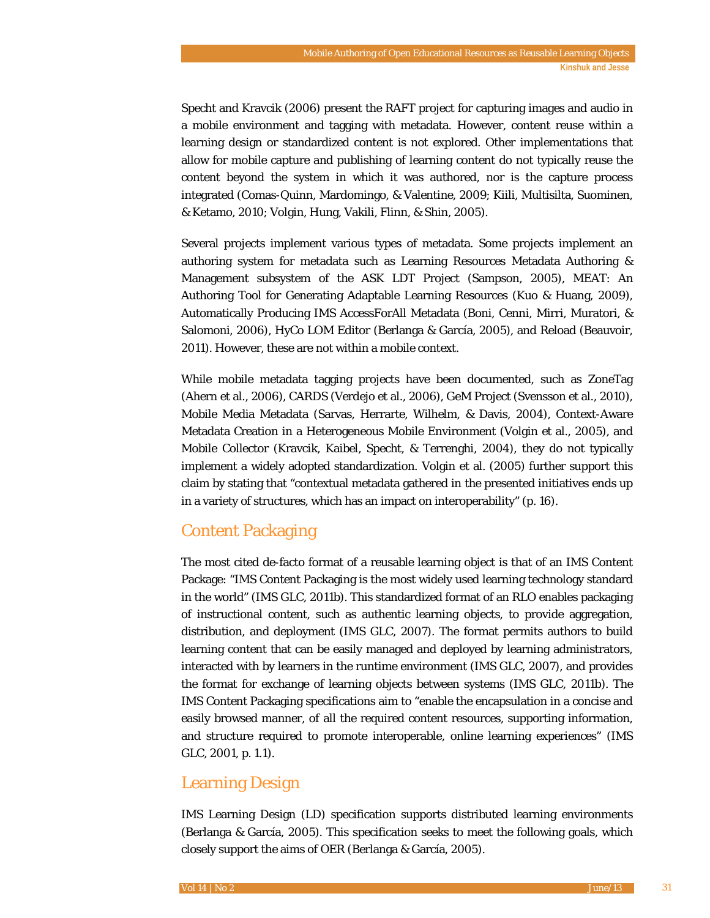Specht and Kravcik (2006) present the RAFT project for capturing images and audio in a mobile environment and tagging with metadata. However, content reuse within a learning design or standardized content is not explored. Other implementations that allow for mobile capture and publishing of learning content do not typically reuse the content beyond the system in which it was authored, nor is the capture process integrated (Comas-Quinn, Mardomingo, & Valentine, 2009; Kiili, Multisilta, Suominen, & Ketamo, 2010; Volgin, Hung, Vakili, Flinn, & Shin, 2005).

Several projects implement various types of metadata. Some projects implement an authoring system for metadata such as Learning Resources Metadata Authoring & Management subsystem of the ASK LDT Project (Sampson, 2005), MEAT: An Authoring Tool for Generating Adaptable Learning Resources (Kuo & Huang, 2009), Automatically Producing IMS AccessForAll Metadata (Boni, Cenni, Mirri, Muratori, & Salomoni, 2006), HyCo LOM Editor (Berlanga & García, 2005), and Reload (Beauvoir, 2011). However, these are not within a mobile context.

While mobile metadata tagging projects have been documented, such as ZoneTag (Ahern et al., 2006), CARDS (Verdejo et al., 2006), GeM Project (Svensson et al., 2010), Mobile Media Metadata (Sarvas, Herrarte, Wilhelm, & Davis, 2004), Context-Aware Metadata Creation in a Heterogeneous Mobile Environment (Volgin et al., 2005), and Mobile Collector (Kravcik, Kaibel, Specht, & Terrenghi, 2004), they do not typically implement a widely adopted standardization. Volgin et al. (2005) further support this claim by stating that "contextual metadata gathered in the presented initiatives ends up in a variety of structures, which has an impact on interoperability" (p. 16).

## Content Packaging

The most cited de-facto format of a reusable learning object is that of an IMS Content Package: "IMS Content Packaging is the most widely used learning technology standard in the world" (IMS GLC, 2011b). This standardized format of an RLO enables packaging of instructional content, such as authentic learning objects, to provide aggregation, distribution, and deployment (IMS GLC, 2007). The format permits authors to build learning content that can be easily managed and deployed by learning administrators, interacted with by learners in the runtime environment (IMS GLC, 2007), and provides the format for exchange of learning objects between systems (IMS GLC, 2011b). The IMS Content Packaging specifications aim to "enable the encapsulation in a concise and easily browsed manner, of all the required content resources, supporting information, and structure required to promote interoperable, online learning experiences" (IMS GLC, 2001, p. 1.1).

## Learning Design

IMS Learning Design (LD) specification supports distributed learning environments (Berlanga & García, 2005). This specification seeks to meet the following goals, which closely support the aims of OER (Berlanga & García, 2005).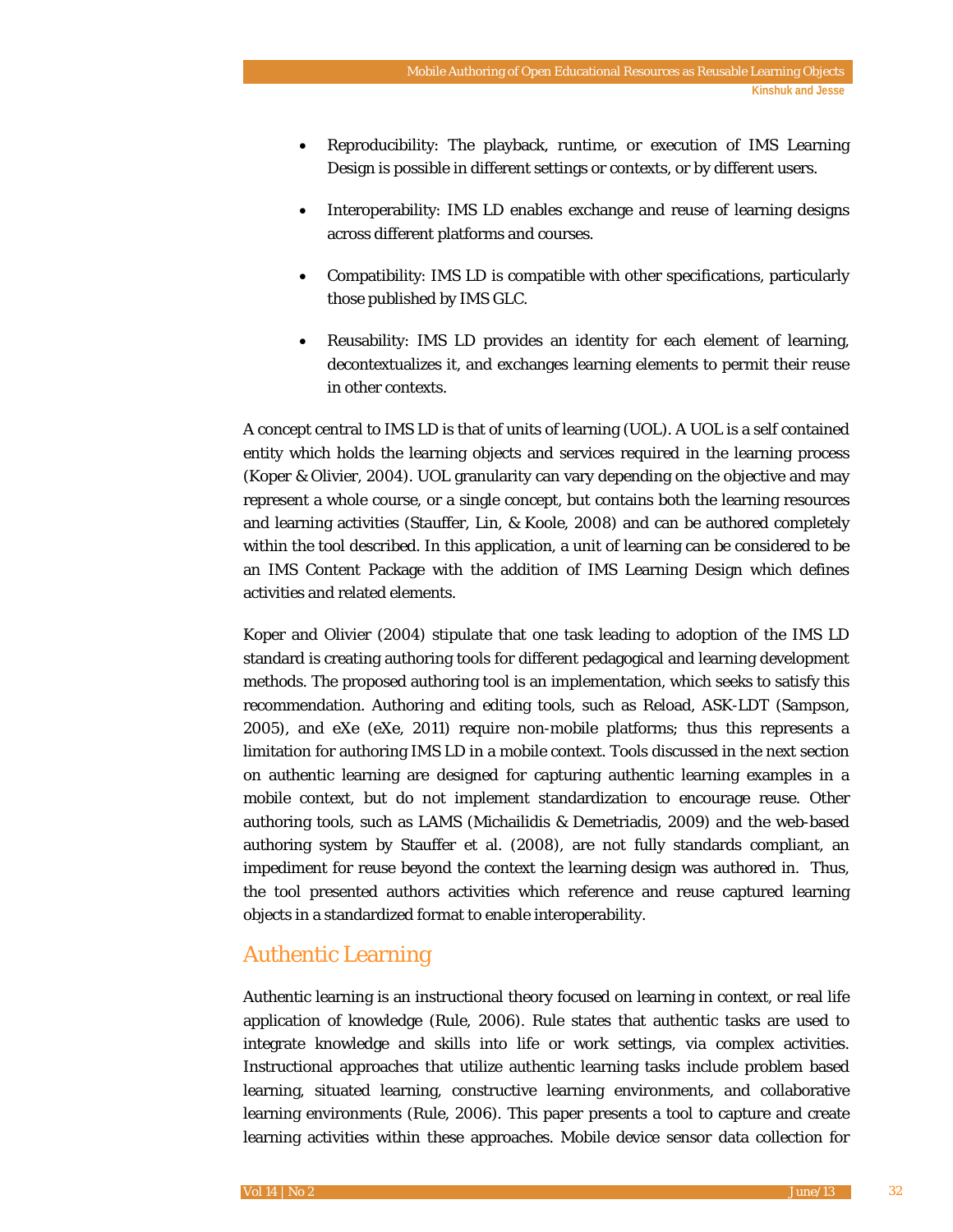- Reproducibility: The playback, runtime, or execution of IMS Learning Design is possible in different settings or contexts, or by different users.

- Interoperability: IMS LD enables exchange and reuse of learning designs across different platforms and courses.

- Compatibility: IMS LD is compatible with other specifications, particularly those published by IMS GLC.

- Reusability: IMS LD provides an identity for each element of learning, decontextualizes it, and exchanges learning elements to permit their reuse in other contexts.

A concept central to IMS LD is that of units of learning (UOL). A UOL is a self contained entity which holds the learning objects and services required in the learning process (Koper & Olivier, 2004). UOL granularity can vary depending on the objective and may represent a whole course, or a single concept, but contains both the learning resources and learning activities (Stauffer, Lin, & Koole, 2008) and can be authored completely within the tool described. In this application, a unit of learning can be considered to be an IMS Content Package with the addition of IMS Learning Design which defines activities and related elements.

Koper and Olivier (2004) stipulate that one task leading to adoption of the IMS LD standard is creating authoring tools for different pedagogical and learning development methods. The proposed authoring tool is an implementation, which seeks to satisfy this recommendation. Authoring and editing tools, such as Reload, ASK-LDT (Sampson, 2005), and eXe (eXe, 2011) require non-mobile platforms; thus this represents a limitation for authoring IMS LD in a mobile context. Tools discussed in the next section on authentic learning are designed for capturing authentic learning examples in a mobile context, but do not implement standardization to encourage reuse. Other authoring tools, such as LAMS (Michailidis & Demetriadis, 2009) and the web-based authoring system by Stauffer et al. (2008), are not fully standards compliant, an impediment for reuse beyond the context the learning design was authored in. Thus, the tool presented authors activities which reference and reuse captured learning objects in a standardized format to enable interoperability.

## Authentic Learning

Authentic learning is an instructional theory focused on learning in context, or real life application of knowledge (Rule, 2006). Rule states that authentic tasks are used to integrate knowledge and skills into life or work settings, via complex activities. Instructional approaches that utilize authentic learning tasks include problem based learning, situated learning, constructive learning environments, and collaborative learning environments (Rule, 2006). This paper presents a tool to capture and create learning activities within these approaches. Mobile device sensor data collection for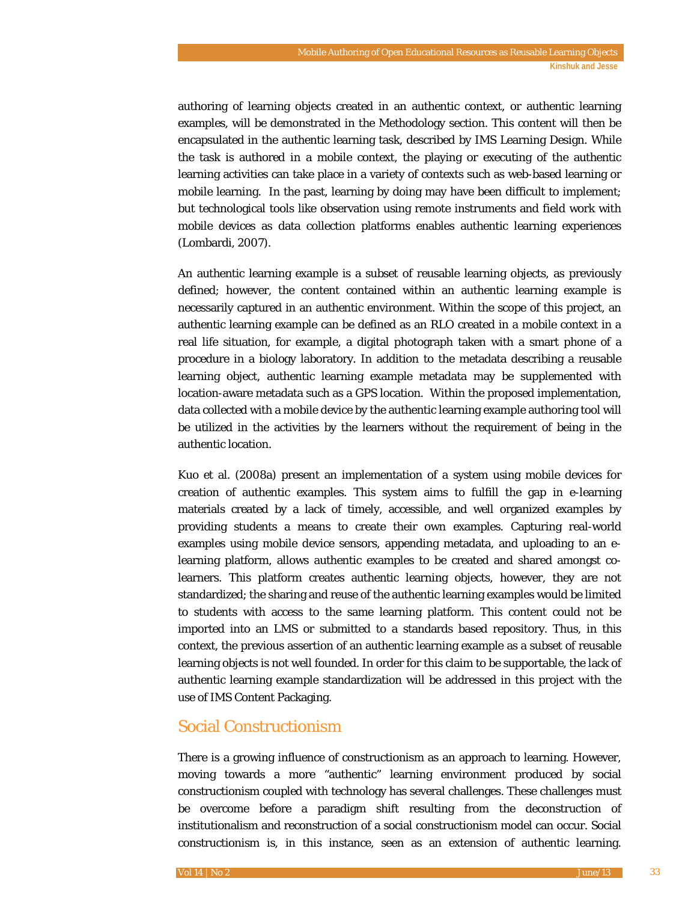authoring of learning objects created in an authentic context, or authentic learning examples, will be demonstrated in the Methodology section. This content will then be encapsulated in the authentic learning task, described by IMS Learning Design. While the task is authored in a mobile context, the playing or executing of the authentic learning activities can take place in a variety of contexts such as web-based learning or mobile learning. In the past, learning by doing may have been difficult to implement; but technological tools like observation using remote instruments and field work with mobile devices as data collection platforms enables authentic learning experiences (Lombardi, 2007).

An authentic learning example is a subset of reusable learning objects, as previously defined; however, the content contained within an authentic learning example is necessarily captured in an authentic environment. Within the scope of this project, an authentic learning example can be defined as an RLO created in a mobile context in a real life situation, for example, a digital photograph taken with a smart phone of a procedure in a biology laboratory. In addition to the metadata describing a reusable learning object, authentic learning example metadata may be supplemented with location-aware metadata such as a GPS location. Within the proposed implementation, data collected with a mobile device by the authentic learning example authoring tool will be utilized in the activities by the learners without the requirement of being in the authentic location.

Kuo et al. (2008a) present an implementation of a system using mobile devices for creation of authentic examples. This system aims to fulfill the gap in e-learning materials created by a lack of timely, accessible, and well organized examples by providing students a means to create their own examples. Capturing real-world examples using mobile device sensors, appending metadata, and uploading to an e-learning platform, allows authentic examples to be created and shared amongst co-learners. This platform creates authentic learning objects, however, they are not standardized; the sharing and reuse of the authentic learning examples would be limited to students with access to the same learning platform. This content could not be imported into an LMS or submitted to a standards based repository. Thus, in this context, the previous assertion of an authentic learning example as a subset of reusable learning objects is not well founded. In order for this claim to be supportable, the lack of authentic learning example standardization will be addressed in this project with the use of IMS Content Packaging.

## Social Constructionism

There is a growing influence of constructionism as an approach to learning. However, moving towards a more "authentic" learning environment produced by social constructionism coupled with technology has several challenges. These challenges must be overcome before a paradigm shift resulting from the deconstruction of institutionalism and reconstruction of a social constructionism model can occur. Social constructionism is, in this instance, seen as an extension of authentic learning.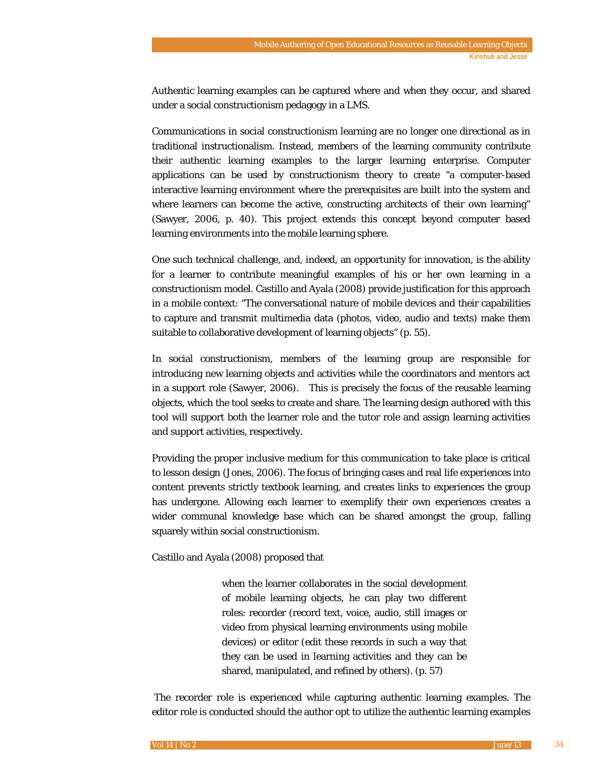Authentic learning examples can be captured where and when they occur, and shared under a social constructionism pedagogy in a LMS.

Communications in social constructionism learning are no longer one directional as in traditional instructionalism. Instead, members of the learning community contribute their authentic learning examples to the larger learning enterprise. Computer applications can be used by constructionism theory to create "a computer-based interactive learning environment where the prerequisites are built into the system and where learners can become the active, constructing architects of their own learning" (Sawyer, 2006, p. 40). This project extends this concept beyond computer based learning environments into the mobile learning sphere.

One such technical challenge, and, indeed, an opportunity for innovation, is the ability for a learner to contribute meaningful examples of his or her own learning in a constructionism model. Castillo and Ayala (2008) provide justification for this approach in a mobile context: "The conversational nature of mobile devices and their capabilities to capture and transmit multimedia data (photos, video, audio and texts) make them suitable to collaborative development of learning objects" (p. 55).

In social constructionism, members of the learning group are responsible for introducing new learning objects and activities while the coordinators and mentors act in a support role (Sawyer, 2006). This is precisely the focus of the reusable learning objects, which the tool seeks to create and share. The learning design authored with this tool will support both the learner role and the tutor role and assign learning activities and support activities, respectively.

Providing the proper inclusive medium for this communication to take place is critical to lesson design (Jones, 2006). The focus of bringing cases and real life experiences into content prevents strictly textbook learning, and creates links to experiences the group has undergone. Allowing each learner to exemplify their own experiences creates a wider communal knowledge base which can be shared amongst the group, falling squarely within social constructionism.

Castillo and Ayala (2008) proposed that

> when the learner collaborates in the social development of mobile learning objects, he can play two different roles: recorder (record text, voice, audio, still images or video from physical learning environments using mobile devices) or editor (edit these records in such a way that they can be used in learning activities and they can be shared, manipulated, and refined by others). (p. 57)

The recorder role is experienced while capturing authentic learning examples. The editor role is conducted should the author opt to utilize the authentic learning examples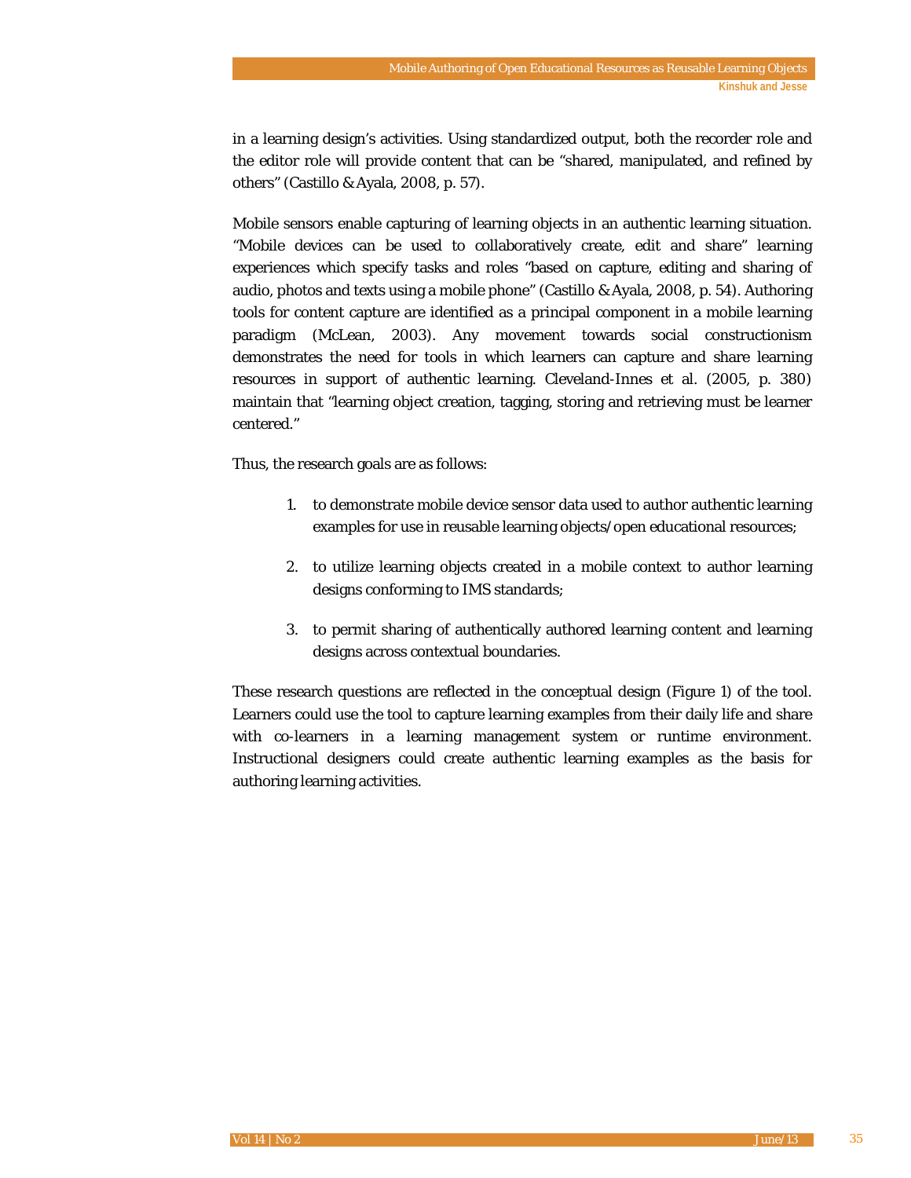in a learning design's activities. Using standardized output, both the recorder role and the editor role will provide content that can be "shared, manipulated, and refined by others" (Castillo & Ayala, 2008, p. 57).

Mobile sensors enable capturing of learning objects in an authentic learning situation. "Mobile devices can be used to collaboratively create, edit and share" learning experiences which specify tasks and roles "based on capture, editing and sharing of audio, photos and texts using a mobile phone" (Castillo & Ayala, 2008, p. 54). Authoring tools for content capture are identified as a principal component in a mobile learning paradigm (McLean, 2003). Any movement towards social constructionism demonstrates the need for tools in which learners can capture and share learning resources in support of authentic learning. Cleveland-Innes et al. (2005, p. 380) maintain that "learning object creation, tagging, storing and retrieving must be learner centered."

Thus, the research goals are as follows:

1. to demonstrate mobile device sensor data used to author authentic learning examples for use in reusable learning objects/open educational resources;
2. to utilize learning objects created in a mobile context to author learning designs conforming to IMS standards;
3. to permit sharing of authentically authored learning content and learning designs across contextual boundaries.

These research questions are reflected in the conceptual design (Figure 1) of the tool. Learners could use the tool to capture learning examples from their daily life and share with co-learners in a learning management system or runtime environment. Instructional designers could create authentic learning examples as the basis for authoring learning activities.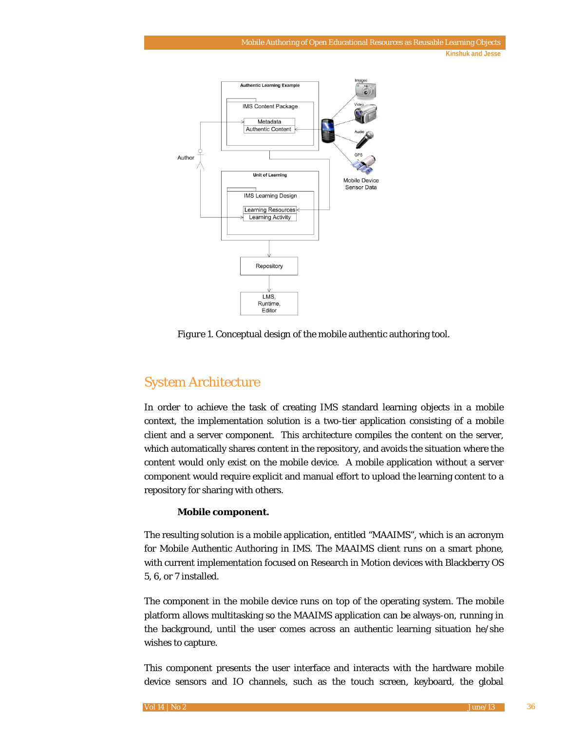Figure 1. Conceptual design of the mobile authentic authoring tool.

## System Architecture

In order to achieve the task of creating IMS standard learning objects in a mobile context, the implementation solution is a two-tier application consisting of a mobile client and a server component. This architecture compiles the content on the server, which automatically shares content in the repository, and avoids the situation where the content would only exist on the mobile device. A mobile application without a server component would require explicit and manual effort to upload the learning content to a repository for sharing with others.

### Mobile component.

The resulting solution is a mobile application, entitled "MAAIMS", which is an acronym for Mobile Authentic Authoring in IMS. The MAAIMS client runs on a smart phone, with current implementation focused on Research in Motion devices with Blackberry OS 5, 6, or 7 installed.

The component in the mobile device runs on top of the operating system. The mobile platform allows multitasking so the MAAIMS application can be always-on, running in the background, until the user comes across an authentic learning situation he/she wishes to capture.

This component presents the user interface and interacts with the hardware mobile device sensors and IO channels, such as the touch screen, keyboard, the global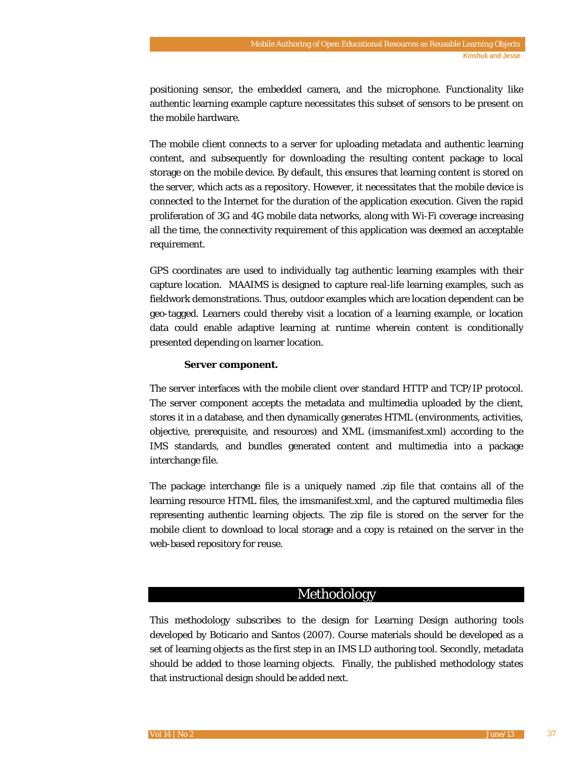positioning sensor, the embedded camera, and the microphone. Functionality like authentic learning example capture necessitates this subset of sensors to be present on the mobile hardware.

The mobile client connects to a server for uploading metadata and authentic learning content, and subsequently for downloading the resulting content package to local storage on the mobile device. By default, this ensures that learning content is stored on the server, which acts as a repository. However, it necessitates that the mobile device is connected to the Internet for the duration of the application execution. Given the rapid proliferation of 3G and 4G mobile data networks, along with Wi-Fi coverage increasing all the time, the connectivity requirement of this application was deemed an acceptable requirement.

GPS coordinates are used to individually tag authentic learning examples with their capture location. MAAIMS is designed to capture real-life learning examples, such as fieldwork demonstrations. Thus, outdoor examples which are location dependent can be geo-tagged. Learners could thereby visit a location of a learning example, or location data could enable adaptive learning at runtime wherein content is conditionally presented depending on learner location.

#### Server component.

The server interfaces with the mobile client over standard HTTP and TCP/IP protocol. The server component accepts the metadata and multimedia uploaded by the client, stores it in a database, and then dynamically generates HTML (environments, activities, objective, prerequisite, and resources) and XML (imsmanifest.xml) according to the IMS standards, and bundles generated content and multimedia into a package interchange file.

The package interchange file is a uniquely named .zip file that contains all of the learning resource HTML files, the imsmanifest.xml, and the captured multimedia files representing authentic learning objects. The zip file is stored on the server for the mobile client to download to local storage and a copy is retained on the server in the web-based repository for reuse.

## Methodology

This methodology subscribes to the design for Learning Design authoring tools developed by Boticario and Santos (2007). Course materials should be developed as a set of learning objects as the first step in an IMS LD authoring tool. Secondly, metadata should be added to those learning objects. Finally, the published methodology states that instructional design should be added next.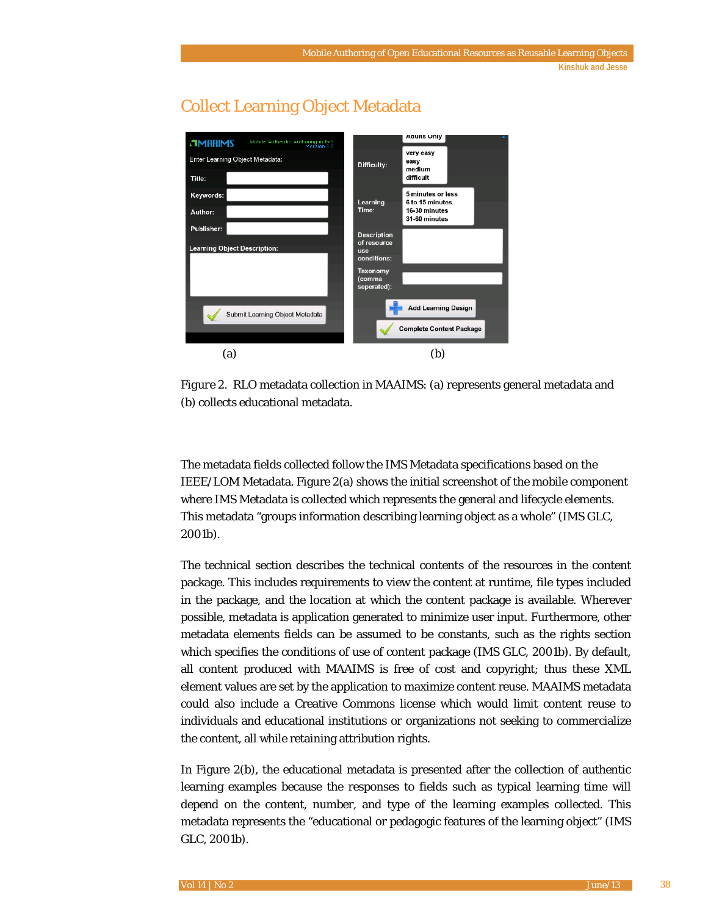## Collect Learning Object Metadata

(a) (b)

*Figure 2.* RLO metadata collection in MAAIMS: (a) represents general metadata and (b) collects educational metadata.

The metadata fields collected follow the IMS Metadata specifications based on the IEEE/LOM Metadata. Figure 2(a) shows the initial screenshot of the mobile component where IMS Metadata is collected which represents the general and lifecycle elements. This metadata "groups information describing learning object as a whole" (IMS GLC, 2001b).

The technical section describes the technical contents of the resources in the content package. This includes requirements to view the content at runtime, file types included in the package, and the location at which the content package is available. Wherever possible, metadata is application generated to minimize user input. Furthermore, other metadata elements fields can be assumed to be constants, such as the rights section which specifies the conditions of use of content package (IMS GLC, 2001b). By default, all content produced with MAAIMS is free of cost and copyright; thus these XML element values are set by the application to maximize content reuse. MAAIMS metadata could also include a Creative Commons license which would limit content reuse to individuals and educational institutions or organizations not seeking to commercialize the content, all while retaining attribution rights.

In Figure 2(b), the educational metadata is presented after the collection of authentic learning examples because the responses to fields such as typical learning time will depend on the content, number, and type of the learning examples collected. This metadata represents the "educational or pedagogic features of the learning object" (IMS GLC, 2001b).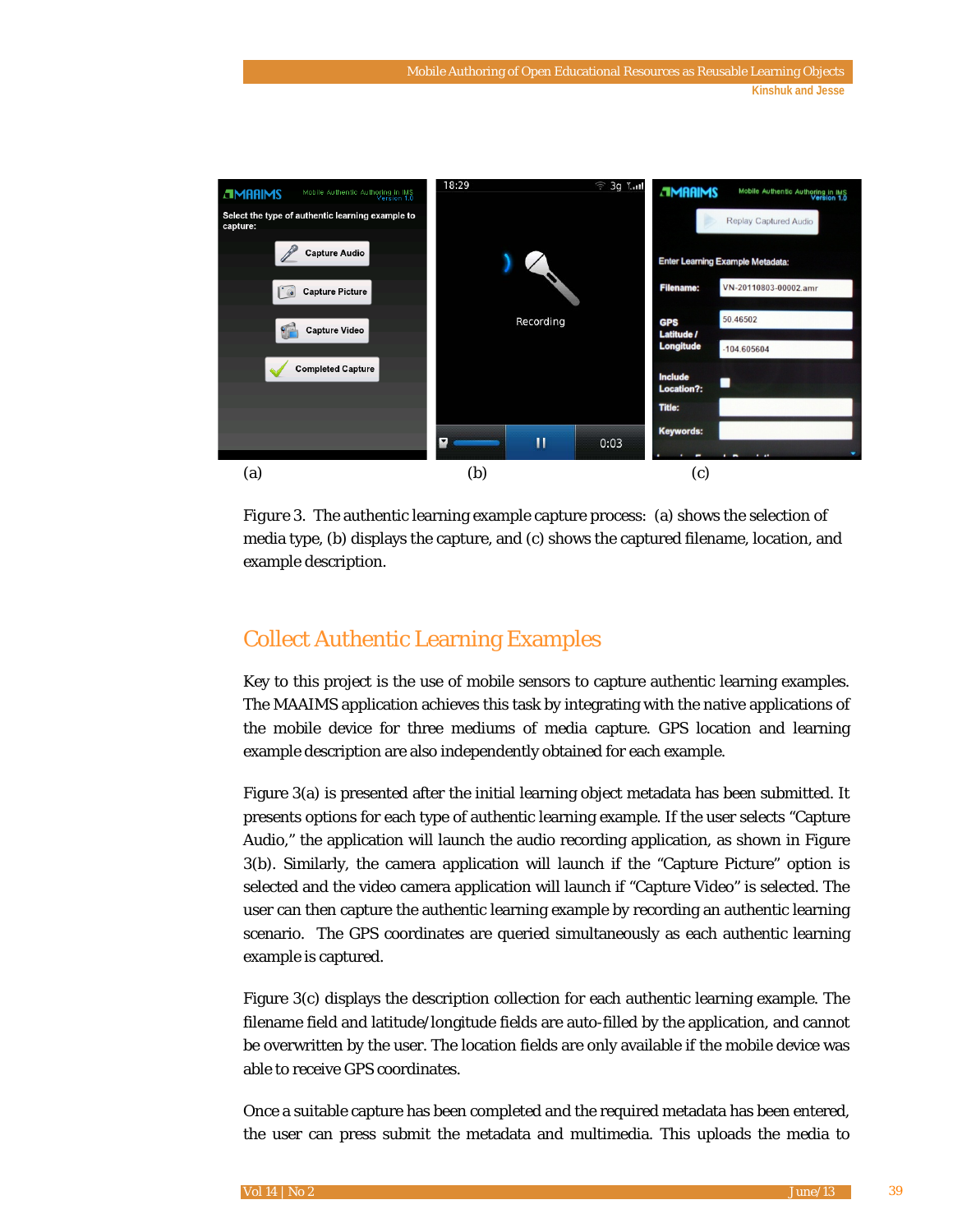(a) (b) (c)

Figure 3. The authentic learning example capture process: (a) shows the selection of media type, (b) displays the capture, and (c) shows the captured filename, location, and example description.

## Collect Authentic Learning Examples

Key to this project is the use of mobile sensors to capture authentic learning examples. The MAAIMS application achieves this task by integrating with the native applications of the mobile device for three mediums of media capture. GPS location and learning example description are also independently obtained for each example.

Figure 3(a) is presented after the initial learning object metadata has been submitted. It presents options for each type of authentic learning example. If the user selects "Capture Audio," the application will launch the audio recording application, as shown in Figure 3(b). Similarly, the camera application will launch if the "Capture Picture" option is selected and the video camera application will launch if "Capture Video" is selected. The user can then capture the authentic learning example by recording an authentic learning scenario. The GPS coordinates are queried simultaneously as each authentic learning example is captured.

Figure 3(c) displays the description collection for each authentic learning example. The filename field and latitude/longitude fields are auto-filled by the application, and cannot be overwritten by the user. The location fields are only available if the mobile device was able to receive GPS coordinates.

Once a suitable capture has been completed and the required metadata has been entered, the user can press submit the metadata and multimedia. This uploads the media to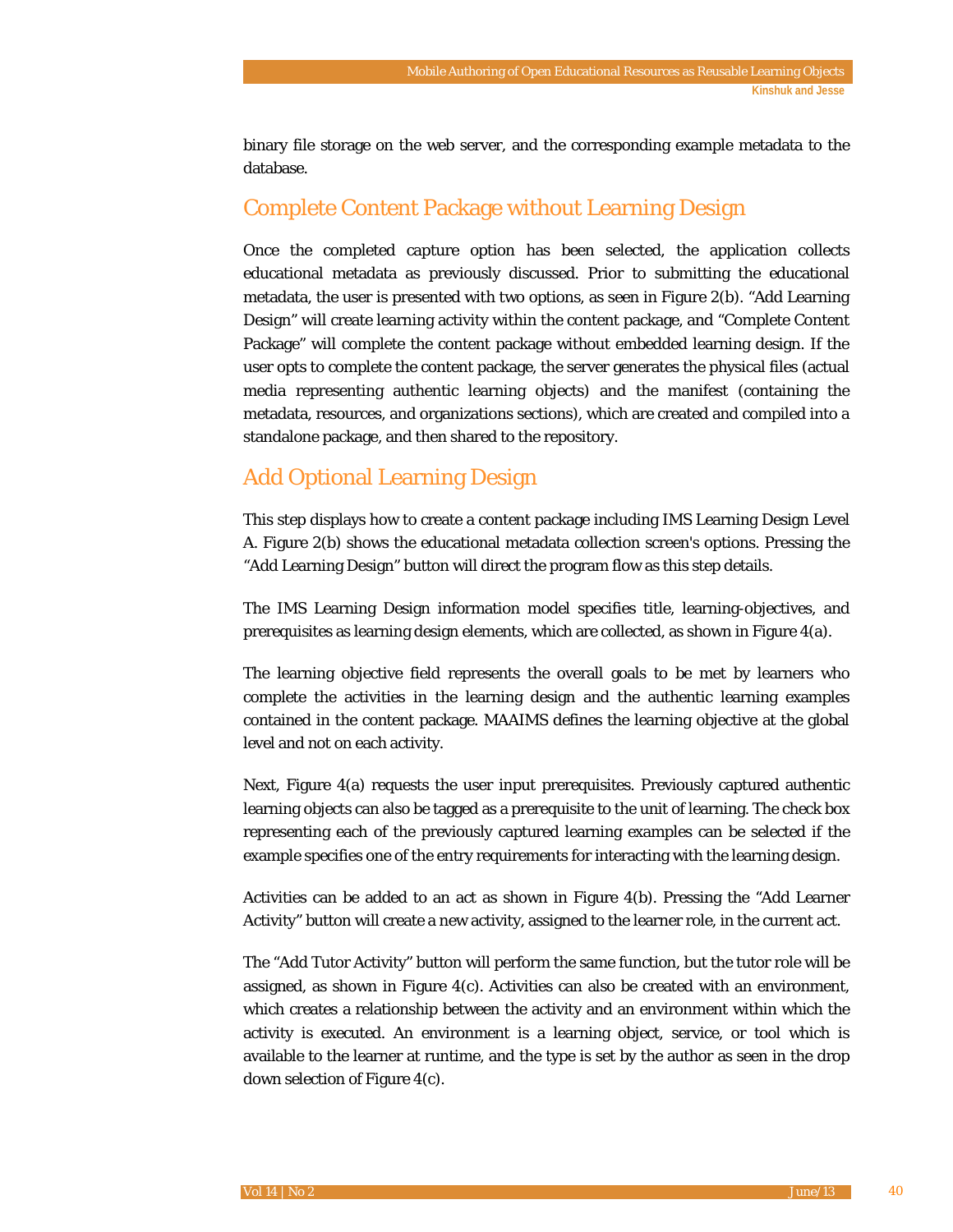binary file storage on the web server, and the corresponding example metadata to the database.

## Complete Content Package without Learning Design

Once the completed capture option has been selected, the application collects educational metadata as previously discussed. Prior to submitting the educational metadata, the user is presented with two options, as seen in Figure 2(b). “Add Learning Design” will create learning activity within the content package, and “Complete Content Package” will complete the content package without embedded learning design. If the user opts to complete the content package, the server generates the physical files (actual media representing authentic learning objects) and the manifest (containing the metadata, resources, and organizations sections), which are created and compiled into a standalone package, and then shared to the repository.

## Add Optional Learning Design

This step displays how to create a content package including IMS Learning Design Level A. Figure 2(b) shows the educational metadata collection screen's options. Pressing the “Add Learning Design” button will direct the program flow as this step details.

The IMS Learning Design information model specifies title, learning-objectives, and prerequisites as learning design elements, which are collected, as shown in Figure 4(a).

The learning objective field represents the overall goals to be met by learners who complete the activities in the learning design and the authentic learning examples contained in the content package. MAAIMS defines the learning objective at the global level and not on each activity.

Next, Figure 4(a) requests the user input prerequisites. Previously captured authentic learning objects can also be tagged as a prerequisite to the unit of learning. The check box representing each of the previously captured learning examples can be selected if the example specifies one of the entry requirements for interacting with the learning design.

Activities can be added to an act as shown in Figure 4(b). Pressing the “Add Learner Activity” button will create a new activity, assigned to the learner role, in the current act.

The “Add Tutor Activity” button will perform the same function, but the tutor role will be assigned, as shown in Figure 4(c). Activities can also be created with an environment, which creates a relationship between the activity and an environment within which the activity is executed. An environment is a learning object, service, or tool which is available to the learner at runtime, and the type is set by the author as seen in the drop down selection of Figure 4(c).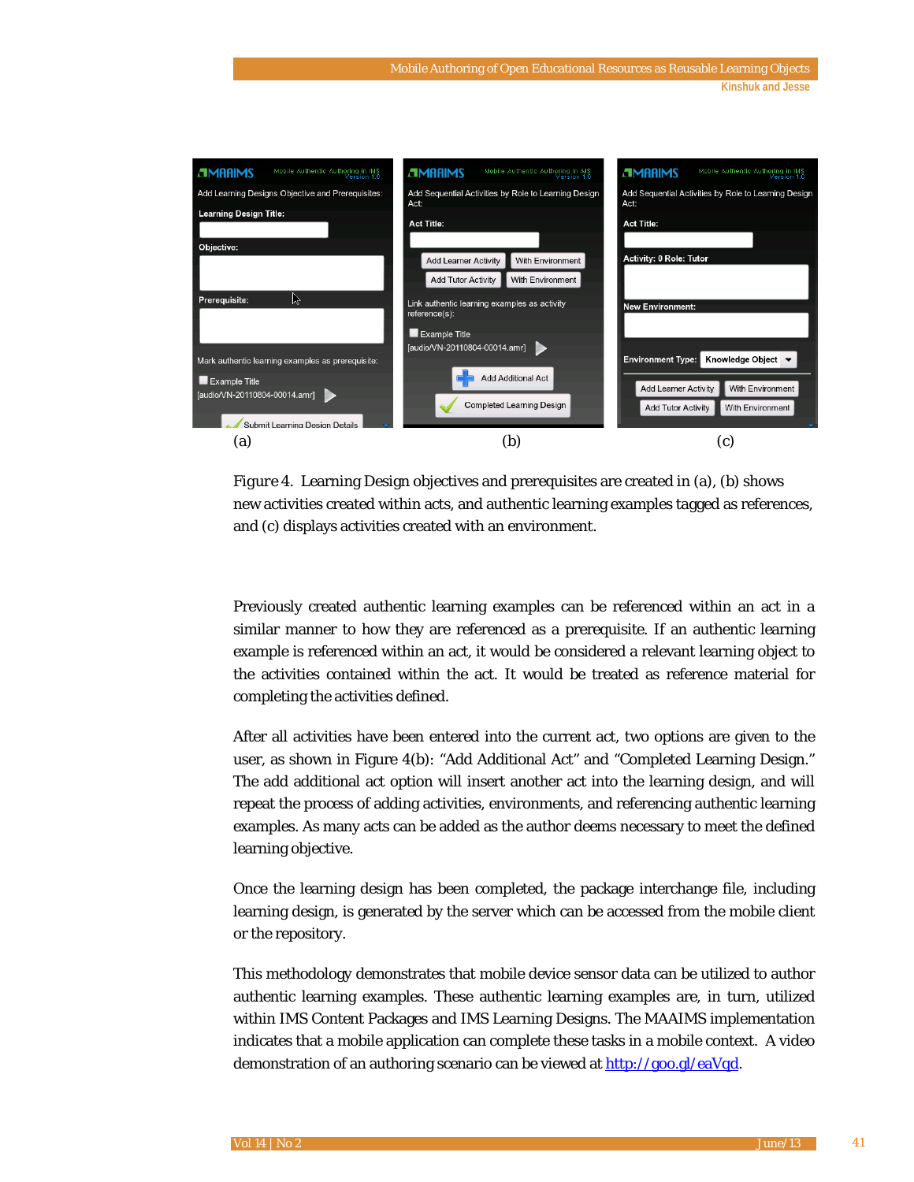(a) (b) (c)

Figure 4. Learning Design objectives and prerequisites are created in (a), (b) shows new activities created within acts, and authentic learning examples tagged as references, and (c) displays activities created with an environment.

Previously created authentic learning examples can be referenced within an act in a similar manner to how they are referenced as a prerequisite. If an authentic learning example is referenced within an act, it would be considered a relevant learning object to the activities contained within the act. It would be treated as reference material for completing the activities defined.

After all activities have been entered into the current act, two options are given to the user, as shown in Figure 4(b): "Add Additional Act" and "Completed Learning Design." The add additional act option will insert another act into the learning design, and will repeat the process of adding activities, environments, and referencing authentic learning examples. As many acts can be added as the author deems necessary to meet the defined learning objective.

Once the learning design has been completed, the package interchange file, including learning design, is generated by the server which can be accessed from the mobile client or the repository.

This methodology demonstrates that mobile device sensor data can be utilized to author authentic learning examples. These authentic learning examples are, in turn, utilized within IMS Content Packages and IMS Learning Designs. The MAAIMS implementation indicates that a mobile application can complete these tasks in a mobile context. A video demonstration of an authoring scenario can be viewed at http://goo.gl/eaVqd.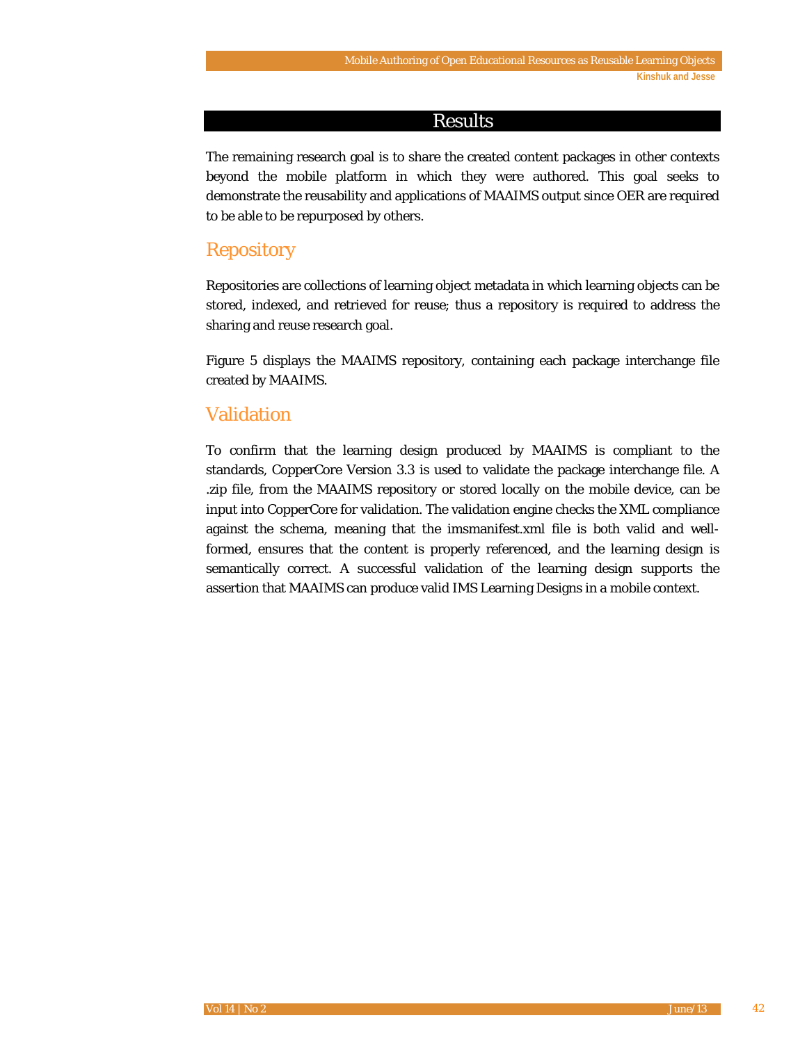# Results

The remaining research goal is to share the created content packages in other contexts beyond the mobile platform in which they were authored. This goal seeks to demonstrate the reusability and applications of MAAIMS output since OER are required to be able to be repurposed by others.

## Repository

Repositories are collections of learning object metadata in which learning objects can be stored, indexed, and retrieved for reuse; thus a repository is required to address the sharing and reuse research goal.

Figure 5 displays the MAAIMS repository, containing each package interchange file created by MAAIMS.

## Validation

To confirm that the learning design produced by MAAIMS is compliant to the standards, CopperCore Version 3.3 is used to validate the package interchange file. A .zip file, from the MAAIMS repository or stored locally on the mobile device, can be input into CopperCore for validation. The validation engine checks the XML compliance against the schema, meaning that the imsmanifest.xml file is both valid and well-formed, ensures that the content is properly referenced, and the learning design is semantically correct. A successful validation of the learning design supports the assertion that MAAIMS can produce valid IMS Learning Designs in a mobile context.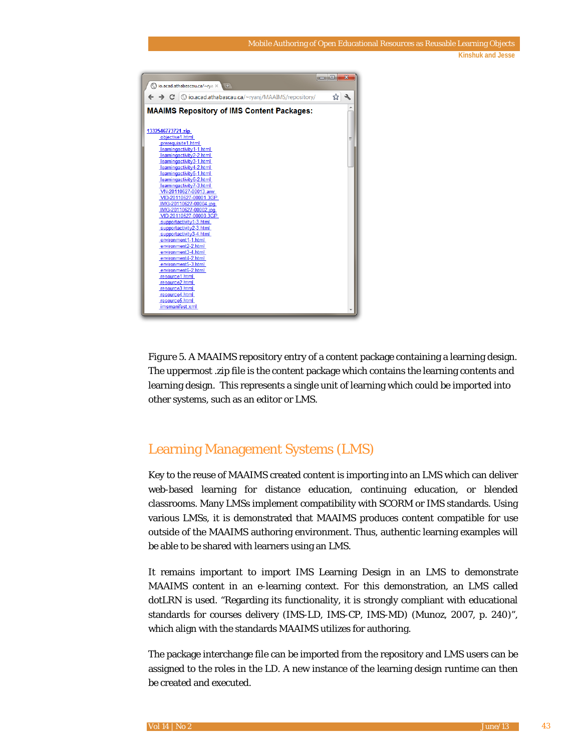Figure 5. A MAAIMS repository entry of a content package containing a learning design. The uppermost .zip file is the content package which contains the learning contents and learning design. This represents a single unit of learning which could be imported into other systems, such as an editor or LMS.

## Learning Management Systems (LMS)

Key to the reuse of MAAIMS created content is importing into an LMS which can deliver web-based learning for distance education, continuing education, or blended classrooms. Many LMSs implement compatibility with SCORM or IMS standards. Using various LMSs, it is demonstrated that MAAIMS produces content compatible for use outside of the MAAIMS authoring environment. Thus, authentic learning examples will be able to be shared with learners using an LMS.

It remains important to import IMS Learning Design in an LMS to demonstrate MAAIMS content in an e-learning context. For this demonstration, an LMS called dotLRN is used. "Regarding its functionality, it is strongly compliant with educational standards for courses delivery (IMS-LD, IMS-CP, IMS-MD) (Munoz, 2007, p. 240)", which align with the standards MAAIMS utilizes for authoring.

The package interchange file can be imported from the repository and LMS users can be assigned to the roles in the LD. A new instance of the learning design runtime can then be created and executed.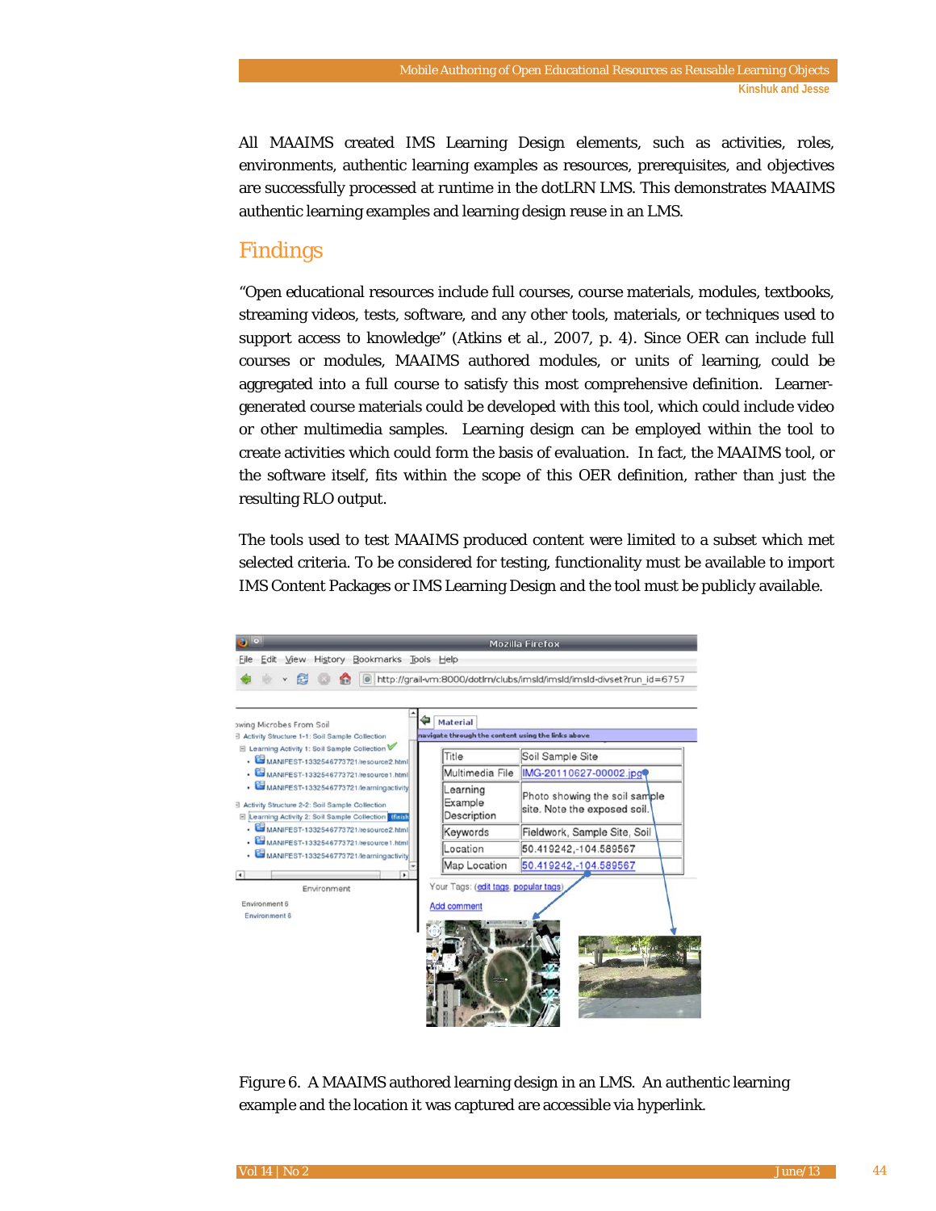All MAAIMS created IMS Learning Design elements, such as activities, roles, environments, authentic learning examples as resources, prerequisites, and objectives are successfully processed at runtime in the dotLRN LMS. This demonstrates MAAIMS authentic learning examples and learning design reuse in an LMS.

## Findings

"Open educational resources include full courses, course materials, modules, textbooks, streaming videos, tests, software, and any other tools, materials, or techniques used to support access to knowledge" (Atkins et al., 2007, p. 4). Since OER can include full courses or modules, MAAIMS authored modules, or units of learning, could be aggregated into a full course to satisfy this most comprehensive definition. Learner-generated course materials could be developed with this tool, which could include video or other multimedia samples. Learning design can be employed within the tool to create activities which could form the basis of evaluation. In fact, the MAAIMS tool, or the software itself, fits within the scope of this OER definition, rather than just the resulting RLO output.

The tools used to test MAAIMS produced content were limited to a subset which met selected criteria. To be considered for testing, functionality must be available to import IMS Content Packages or IMS Learning Design and the tool must be publicly available.

Figure 6. A MAAIMS authored learning design in an LMS. An authentic learning example and the location it was captured are accessible via hyperlink.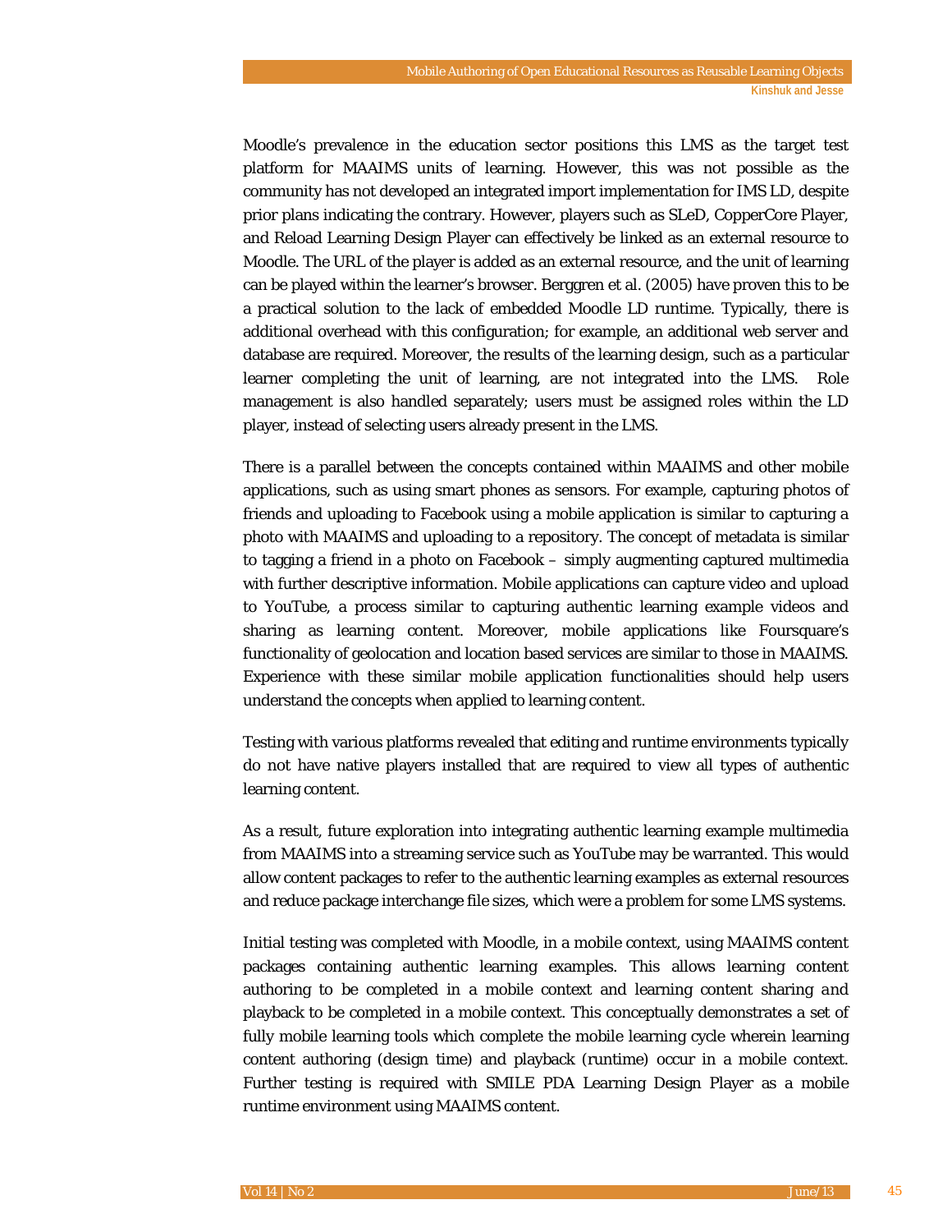Moodle's prevalence in the education sector positions this LMS as the target test platform for MAAIMS units of learning. However, this was not possible as the community has not developed an integrated import implementation for IMS LD, despite prior plans indicating the contrary. However, players such as SLeD, CopperCore Player, and Reload Learning Design Player can effectively be linked as an external resource to Moodle. The URL of the player is added as an external resource, and the unit of learning can be played within the learner's browser. Berggren et al. (2005) have proven this to be a practical solution to the lack of embedded Moodle LD runtime. Typically, there is additional overhead with this configuration; for example, an additional web server and database are required. Moreover, the results of the learning design, such as a particular learner completing the unit of learning, are not integrated into the LMS. Role management is also handled separately; users must be assigned roles within the LD player, instead of selecting users already present in the LMS.

There is a parallel between the concepts contained within MAAIMS and other mobile applications, such as using smart phones as sensors. For example, capturing photos of friends and uploading to Facebook using a mobile application is similar to capturing a photo with MAAIMS and uploading to a repository. The concept of metadata is similar to tagging a friend in a photo on Facebook – simply augmenting captured multimedia with further descriptive information. Mobile applications can capture video and upload to YouTube, a process similar to capturing authentic learning example videos and sharing as learning content. Moreover, mobile applications like Foursquare's functionality of geolocation and location based services are similar to those in MAAIMS. Experience with these similar mobile application functionalities should help users understand the concepts when applied to learning content.

Testing with various platforms revealed that editing and runtime environments typically do not have native players installed that are required to view all types of authentic learning content.

As a result, future exploration into integrating authentic learning example multimedia from MAAIMS into a streaming service such as YouTube may be warranted. This would allow content packages to refer to the authentic learning examples as external resources and reduce package interchange file sizes, which were a problem for some LMS systems.

Initial testing was completed with Moodle, in a mobile context, using MAAIMS content packages containing authentic learning examples. This allows learning content authoring to be completed in a mobile context and learning content sharing and playback to be completed in a mobile context. This conceptually demonstrates a set of fully mobile learning tools which complete the mobile learning cycle wherein learning content authoring (design time) and playback (runtime) occur in a mobile context. Further testing is required with SMILE PDA Learning Design Player as a mobile runtime environment using MAAIMS content.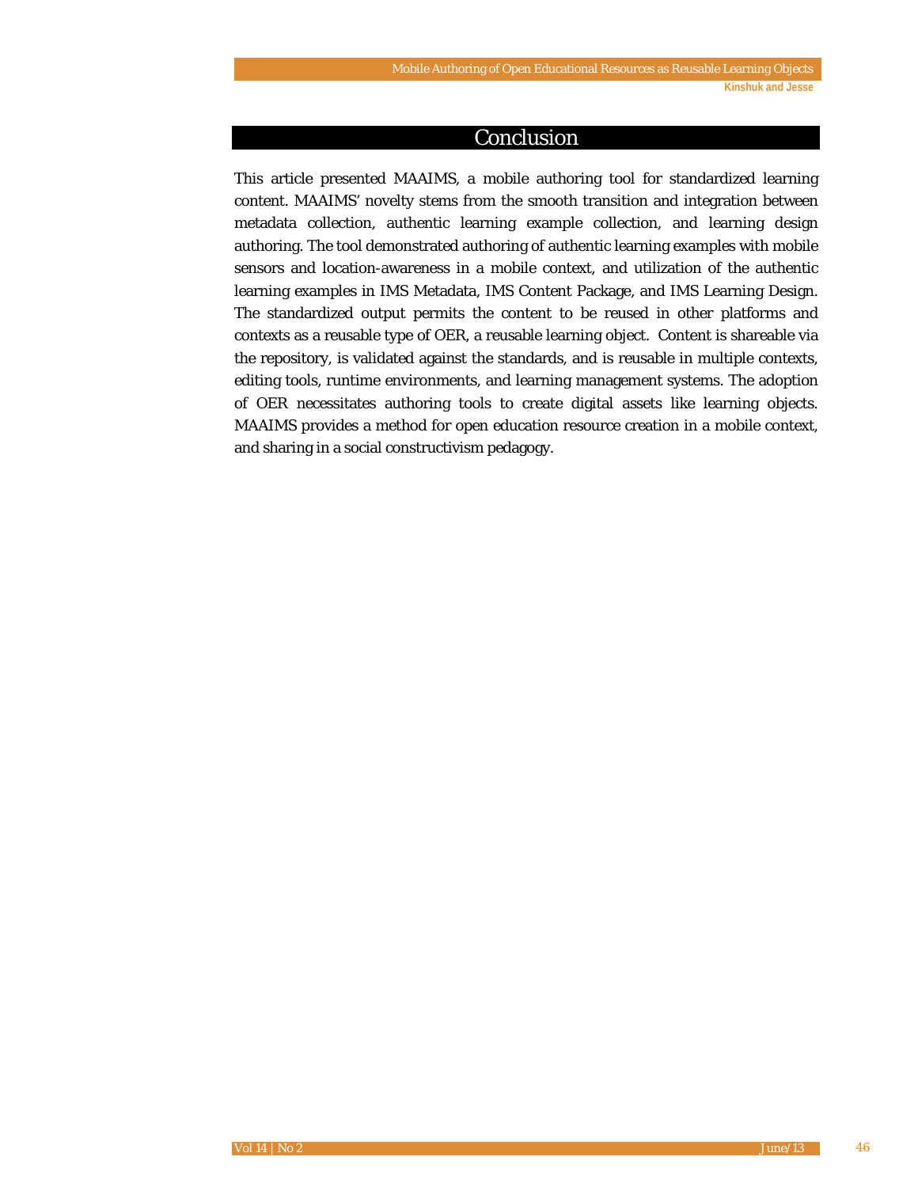## Conclusion

This article presented MAAIMS, a mobile authoring tool for standardized learning content. MAAIMS' novelty stems from the smooth transition and integration between metadata collection, authentic learning example collection, and learning design authoring. The tool demonstrated authoring of authentic learning examples with mobile sensors and location-awareness in a mobile context, and utilization of the authentic learning examples in IMS Metadata, IMS Content Package, and IMS Learning Design. The standardized output permits the content to be reused in other platforms and contexts as a reusable type of OER, a reusable learning object. Content is shareable via the repository, is validated against the standards, and is reusable in multiple contexts, editing tools, runtime environments, and learning management systems. The adoption of OER necessitates authoring tools to create digital assets like learning objects. MAAIMS provides a method for open education resource creation in a mobile context, and sharing in a social constructivism pedagogy.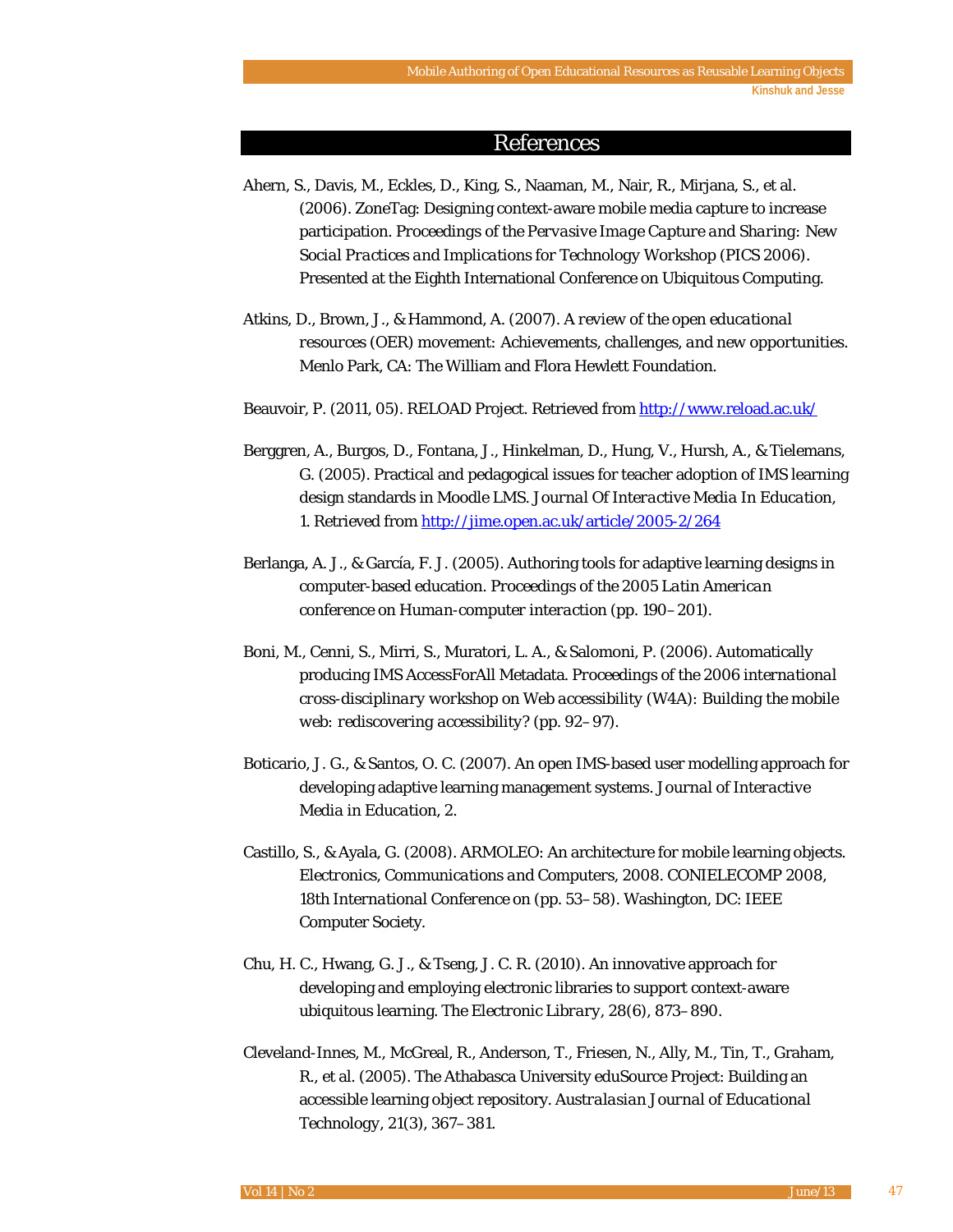## References

Ahern, S., Davis, M., Eckles, D., King, S., Naaman, M., Nair, R., Mirjana, S., et al. (2006). ZoneTag: Designing context-aware mobile media capture to increase participation. *Proceedings of the Pervasive Image Capture and Sharing: New Social Practices and Implications for Technology Workshop (PICS 2006)*. Presented at the Eighth International Conference on Ubiquitous Computing.

Atkins, D., Brown, J., & Hammond, A. (2007). *A review of the open educational resources (OER) movement: Achievements, challenges, and new opportunities.* Menlo Park, CA: The William and Flora Hewlett Foundation.

Beauvoir, P. (2011, 05). RELOAD Project. Retrieved from http://www.reload.ac.uk/

Berggren, A., Burgos, D., Fontana, J., Hinkelman, D., Hung, V., Hursh, A., & Tielemans, G. (2005). Practical and pedagogical issues for teacher adoption of IMS learning design standards in Moodle LMS. *Journal Of Interactive Media In Education*, 1. Retrieved from http://jime.open.ac.uk/article/2005-2/264

Berlanga, A. J., & García, F. J. (2005). Authoring tools for adaptive learning designs in computer-based education. *Proceedings of the 2005 Latin American conference on Human-computer interaction* (pp. 190–201).

Boni, M., Cenni, S., Mirri, S., Muratori, L. A., & Salomoni, P. (2006). Automatically producing IMS AccessForAll Metadata. *Proceedings of the 2006 international cross-disciplinary workshop on Web accessibility (W4A): Building the mobile web: rediscovering accessibility?* (pp. 92–97).

Boticario, J. G., & Santos, O. C. (2007). An open IMS-based user modelling approach for developing adaptive learning management systems. *Journal of Interactive Media in Education, 2*.

Castillo, S., & Ayala, G. (2008). ARMOLEO: An architecture for mobile learning objects. *Electronics, Communications and Computers, 2008. CONIELECOMP 2008, 18th International Conference on* (pp. 53–58). Washington, DC: IEEE Computer Society.

Chu, H. C., Hwang, G. J., & Tseng, J. C. R. (2010). An innovative approach for developing and employing electronic libraries to support context-aware ubiquitous learning. *The Electronic Library, 28*(6), 873–890.

Cleveland-Innes, M., McGreal, R., Anderson, T., Friesen, N., Ally, M., Tin, T., Graham, R., et al. (2005). The Athabasca University eduSource Project: Building an accessible learning object repository. *Australasian Journal of Educational Technology, 21*(3), 367–381.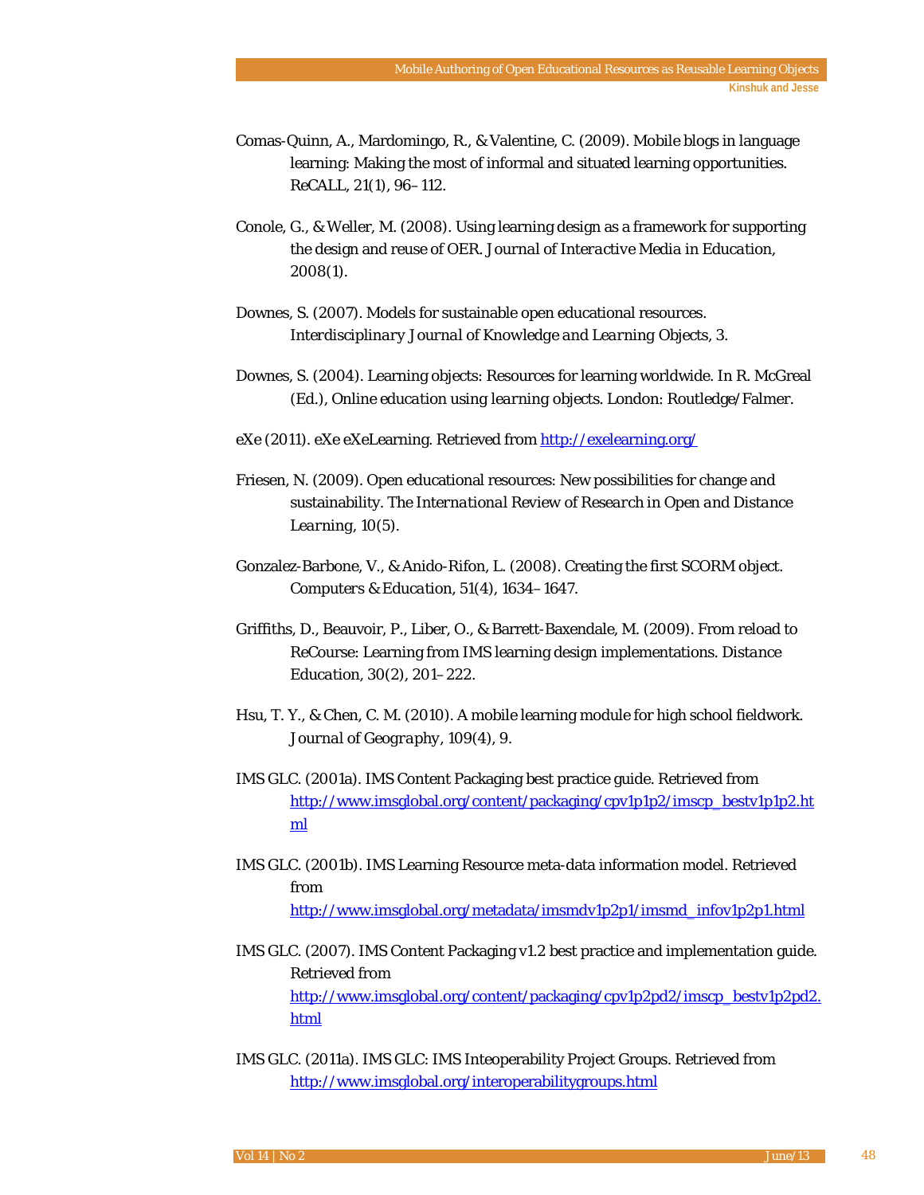Comas-Quinn, A., Mardomingo, R., & Valentine, C. (2009). Mobile blogs in language learning: Making the most of informal and situated learning opportunities. *ReCALL, 21*(1), 96–112.

Conole, G., & Weller, M. (2008). Using learning design as a framework for supporting the design and reuse of OER. *Journal of Interactive Media in Education, 2008*(1).

Downes, S. (2007). Models for sustainable open educational resources. *Interdisciplinary Journal of Knowledge and Learning Objects, 3*.

Downes, S. (2004). Learning objects: Resources for learning worldwide. In R. McGreal (Ed.), *Online education using learning objects*. London: Routledge/Falmer.

eXe (2011). eXe eXeLearning. Retrieved from http://exelearning.org/

Friesen, N. (2009). Open educational resources: New possibilities for change and sustainability. *The International Review of Research in Open and Distance Learning, 10*(5).

Gonzalez-Barbone, V., & Anido-Rifon, L. (2008). Creating the first SCORM object. *Computers & Education, 51*(4), 1634–1647.

Griffiths, D., Beauvoir, P., Liber, O., & Barrett-Baxendale, M. (2009). From reload to ReCourse: Learning from IMS learning design implementations. *Distance Education, 30*(2), 201–222.

Hsu, T. Y., & Chen, C. M. (2010). A mobile learning module for high school fieldwork. *Journal of Geography, 109*(4), 9.

IMS GLC. (2001a). IMS Content Packaging best practice guide. Retrieved from http://www.imsglobal.org/content/packaging/cpv1p1p2/imscp_bestv1p1p2.html

IMS GLC. (2001b). IMS Learning Resource meta-data information model. Retrieved from http://www.imsglobal.org/metadata/imsmdv1p2p1/imsmd_infov1p2p1.html

IMS GLC. (2007). IMS Content Packaging v1.2 best practice and implementation guide. Retrieved from http://www.imsglobal.org/content/packaging/cpv1p2pd2/imscp_bestv1p2pd2.html

IMS GLC. (2011a). IMS GLC: IMS Inteoperability Project Groups. Retrieved from http://www.imsglobal.org/interoperabilitygroups.html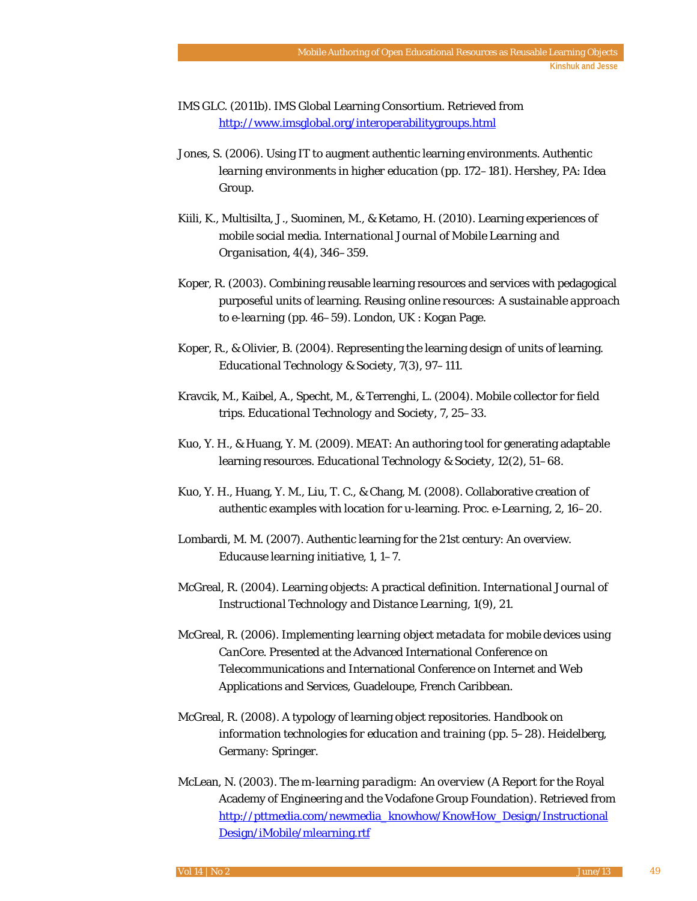IMS GLC. (2011b). IMS Global Learning Consortium. Retrieved from http://www.imsglobal.org/interoperabilitygroups.html

Jones, S. (2006). Using IT to augment authentic learning environments. *Authentic learning environments in higher education* (pp. 172–181). Hershey, PA: Idea Group.

Kiili, K., Multisilta, J., Suominen, M., & Ketamo, H. (2010). Learning experiences of mobile social media. *International Journal of Mobile Learning and Organisation, 4*(4), 346–359.

Koper, R. (2003). Combining reusable learning resources and services with pedagogical purposeful units of learning. *Reusing online resources: A sustainable approach to e-learning* (pp. 46–59). London, UK : Kogan Page.

Koper, R., & Olivier, B. (2004). Representing the learning design of units of learning. *Educational Technology & Society, 7*(3), 97–111.

Kravcik, M., Kaibel, A., Specht, M., & Terrenghi, L. (2004). Mobile collector for field trips. *Educational Technology and Society, 7*, 25–33.

Kuo, Y. H., & Huang, Y. M. (2009). MEAT: An authoring tool for generating adaptable learning resources. *Educational Technology & Society, 12*(2), 51–68.

Kuo, Y. H., Huang, Y. M., Liu, T. C., & Chang, M. (2008). Collaborative creation of authentic examples with location for u-learning. *Proc. e-Learning, 2*, 16–20.

Lombardi, M. M. (2007). Authentic learning for the 21st century: An overview. *Educause learning initiative, 1*, 1–7.

McGreal, R. (2004). Learning objects: A practical definition. *International Journal of Instructional Technology and Distance Learning, 1*(9), 21.

McGreal, R. (2006). *Implementing learning object metadata for mobile devices using CanCore*. Presented at the Advanced International Conference on Telecommunications and International Conference on Internet and Web Applications and Services, Guadeloupe, French Caribbean.

McGreal, R. (2008). A typology of learning object repositories. *Handbook on information technologies for education and training* (pp. 5–28). Heidelberg, Germany: Springer.

McLean, N. (2003). *The m-learning paradigm: An overview* (A Report for the Royal Academy of Engineering and the Vodafone Group Foundation). Retrieved from http://pttmedia.com/newmedia_knowhow/KnowHow_Design/Instructional Design/iMobile/mlearning.rtf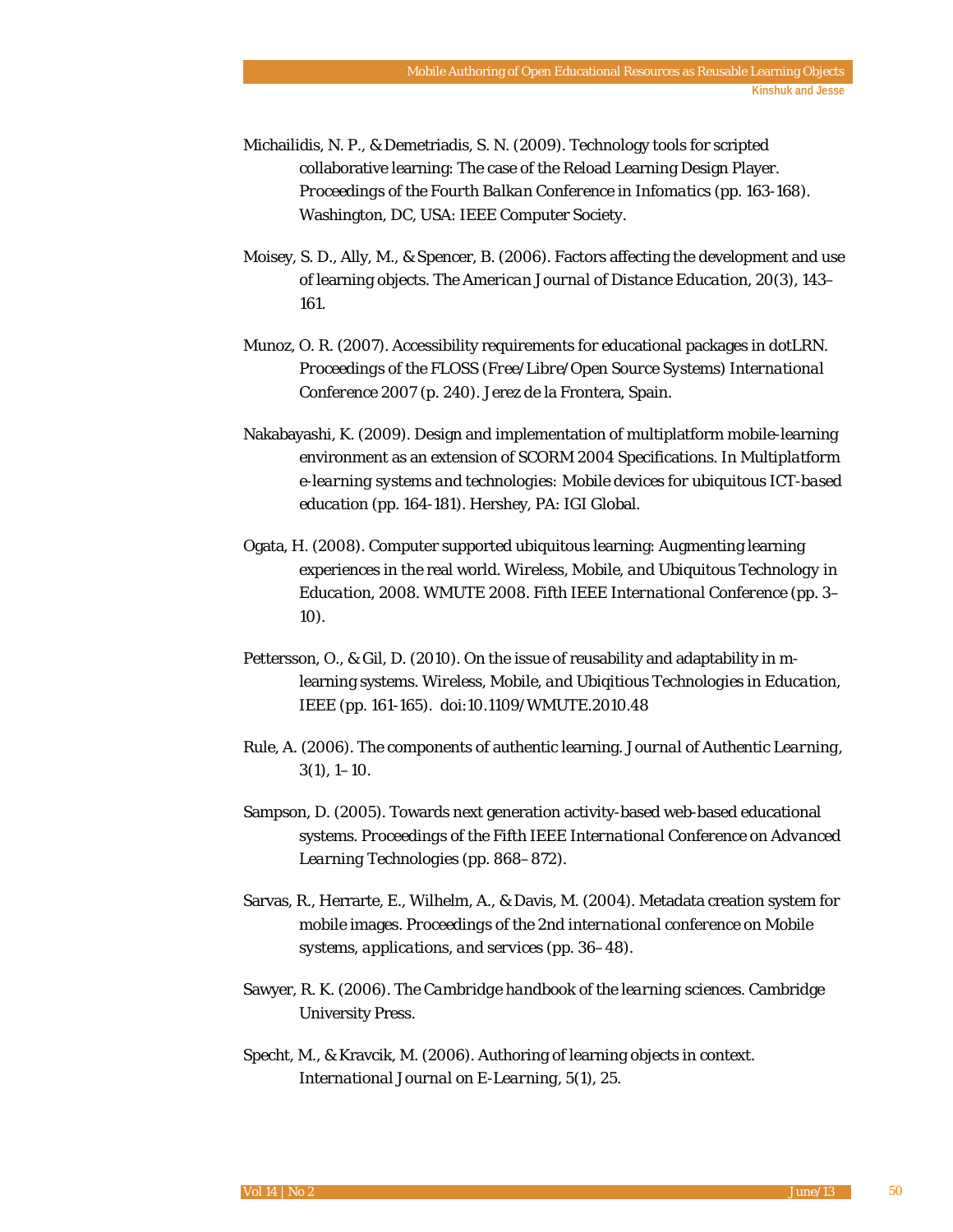Michailidis, N. P., & Demetriadis, S. N. (2009). Technology tools for scripted collaborative learning: The case of the Reload Learning Design Player. *Proceedings of the Fourth Balkan Conference in Infomatics* (pp. 163-168). Washington, DC, USA: IEEE Computer Society.

Moisey, S. D., Ally, M., & Spencer, B. (2006). Factors affecting the development and use of learning objects. *The American Journal of Distance Education, 20*(3), 143–161.

Munoz, O. R. (2007). Accessibility requirements for educational packages in dotLRN. *Proceedings of the FLOSS (Free/Libre/Open Source Systems) International Conference 2007* (p. 240). Jerez de la Frontera, Spain.

Nakabayashi, K. (2009). Design and implementation of multiplatform mobile-learning environment as an extension of SCORM 2004 Specifications. In *Multiplatform e-learning systems and technologies: Mobile devices for ubiquitous ICT-based education* (pp. 164-181). Hershey, PA: IGI Global.

Ogata, H. (2008). Computer supported ubiquitous learning: Augmenting learning experiences in the real world. *Wireless, Mobile, and Ubiquitous Technology in Education, 2008. WMUTE 2008. Fifth IEEE International Conference* (pp. 3–10).

Pettersson, O., & Gil, D. (2010). On the issue of reusability and adaptability in m-learning systems. *Wireless, Mobile, and Ubiqitious Technologies in Education, IEEE* (pp. 161-165). doi:10.1109/WMUTE.2010.48

Rule, A. (2006). The components of authentic learning. *Journal of Authentic Learning, 3*(1), 1–10.

Sampson, D. (2005). Towards next generation activity-based web-based educational systems. *Proceedings of the Fifth IEEE International Conference on Advanced Learning Technologies* (pp. 868–872).

Sarvas, R., Herrarte, E., Wilhelm, A., & Davis, M. (2004). Metadata creation system for mobile images. *Proceedings of the 2nd international conference on Mobile systems, applications, and services* (pp. 36–48).

Sawyer, R. K. (2006). *The Cambridge handbook of the learning sciences*. Cambridge University Press.

Specht, M., & Kravcik, M. (2006). Authoring of learning objects in context. *International Journal on E-Learning, 5*(1), 25.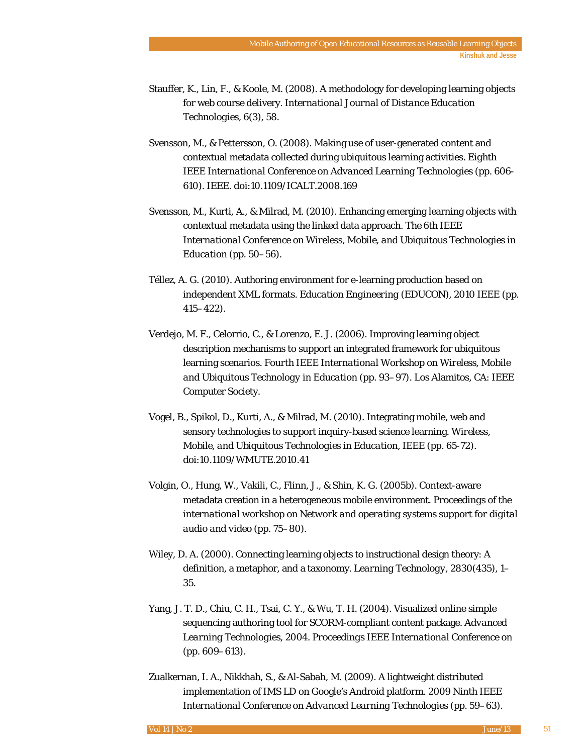Stauffer, K., Lin, F., & Koole, M. (2008). A methodology for developing learning objects for web course delivery. *International Journal of Distance Education Technologies, 6*(3), 58.

Svensson, M., & Pettersson, O. (2008). Making use of user-generated content and contextual metadata collected during ubiquitous learning activities. *Eighth IEEE International Conference on Advanced Learning Technologies* (pp. 606-610). IEEE. doi:10.1109/ICALT.2008.169

Svensson, M., Kurti, A., & Milrad, M. (2010). Enhancing emerging learning objects with contextual metadata using the linked data approach. *The 6th IEEE International Conference on Wireless, Mobile, and Ubiquitous Technologies in Education* (pp. 50–56).

Téllez, A. G. (2010). Authoring environment for e-learning production based on independent XML formats. *Education Engineering (EDUCON), 2010 IEEE* (pp. 415–422).

Verdejo, M. F., Celorrio, C., & Lorenzo, E. J. (2006). Improving learning object description mechanisms to support an integrated framework for ubiquitous learning scenarios. *Fourth IEEE International Workshop on Wireless, Mobile and Ubiquitous Technology in Education* (pp. 93–97). Los Alamitos, CA: IEEE Computer Society.

Vogel, B., Spikol, D., Kurti, A., & Milrad, M. (2010). Integrating mobile, web and sensory technologies to support inquiry-based science learning. *Wireless, Mobile, and Ubiquitous Technologies in Education, IEEE* (pp. 65-72). doi:10.1109/WMUTE.2010.41

Volgin, O., Hung, W., Vakili, C., Flinn, J., & Shin, K. G. (2005b). Context-aware metadata creation in a heterogeneous mobile environment. *Proceedings of the international workshop on Network and operating systems support for digital audio and video* (pp. 75–80).

Wiley, D. A. (2000). Connecting learning objects to instructional design theory: A definition, a metaphor, and a taxonomy. *Learning Technology, 2830*(435), 1–35.

Yang, J. T. D., Chiu, C. H., Tsai, C. Y., & Wu, T. H. (2004). Visualized online simple sequencing authoring tool for SCORM-compliant content package. *Advanced Learning Technologies, 2004. Proceedings IEEE International Conference on* (pp. 609–613).

Zualkernan, I. A., Nikkhah, S., & Al-Sabah, M. (2009). A lightweight distributed implementation of IMS LD on Google's Android platform. *2009 Ninth IEEE International Conference on Advanced Learning Technologies* (pp. 59–63).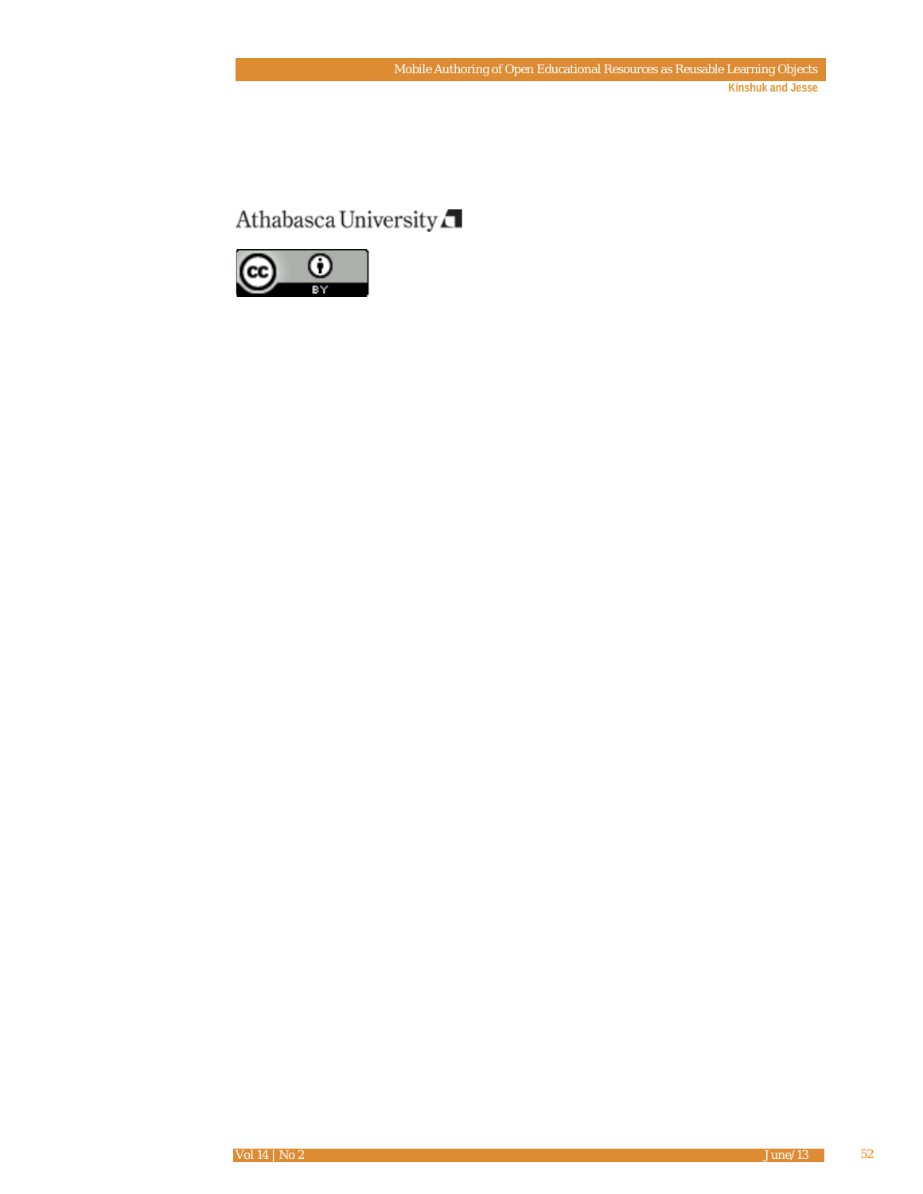Athabasca University

CC BY